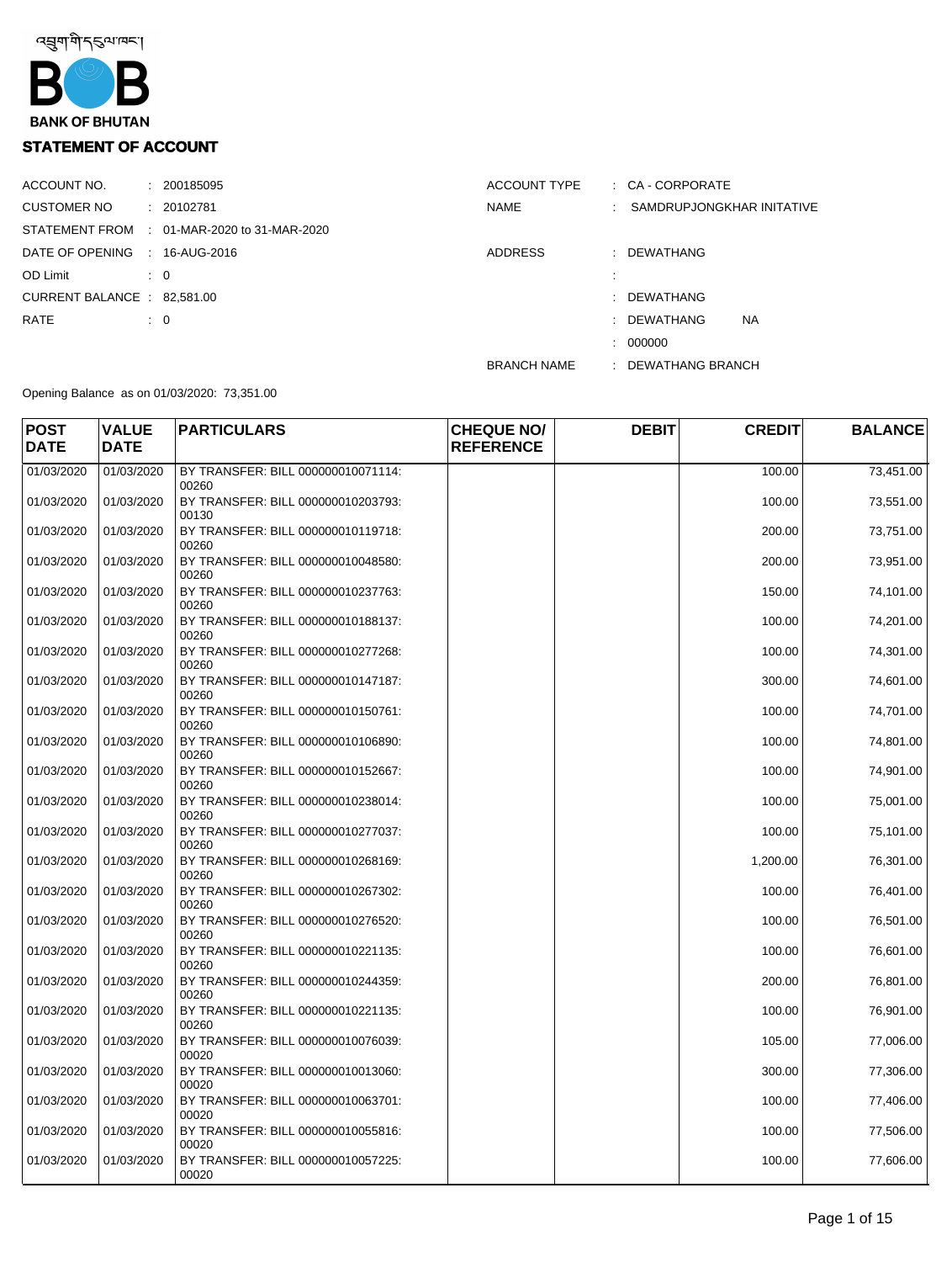འབྲུག་གི་དངུལ་ཁང་།

BANK OF BHUTAN

## STATEMENT OF ACCOUNT

| | | | |
|---|---|---|---|
| ACCOUNT NO. | : 200185095 | ACCOUNT TYPE | : CA - CORPORATE |
| CUSTOMER NO | : 20102781 | NAME | : SAMDRUPJONGKHAR INITATIVE |
| STATEMENT FROM | : 01-MAR-2020 to 31-MAR-2020 | | |
| DATE OF OPENING | : 16-AUG-2016 | ADDRESS | : DEWATHANG |
| OD Limit | : 0 | | : |
| CURRENT BALANCE | : 82,581.00 | | : DEWATHANG |
| RATE | : 0 | | : DEWATHANG NA |
| | | | : 000000 |
| | | BRANCH NAME | : DEWATHANG BRANCH |

Opening Balance as on 01/03/2020: 73,351.00

| POST DATE | VALUE DATE | PARTICULARS | CHEQUE NO/ REFERENCE | DEBIT | CREDIT | BALANCE |
|---|---|---|---|---|---|---|
| 01/03/2020 | 01/03/2020 | BY TRANSFER: BILL 000000010071114: 00260 | | | 100.00 | 73,451.00 |
| 01/03/2020 | 01/03/2020 | BY TRANSFER: BILL 000000010203793: 00130 | | | 100.00 | 73,551.00 |
| 01/03/2020 | 01/03/2020 | BY TRANSFER: BILL 000000010119718: 00260 | | | 200.00 | 73,751.00 |
| 01/03/2020 | 01/03/2020 | BY TRANSFER: BILL 000000010048580: 00260 | | | 200.00 | 73,951.00 |
| 01/03/2020 | 01/03/2020 | BY TRANSFER: BILL 000000010237763: 00260 | | | 150.00 | 74,101.00 |
| 01/03/2020 | 01/03/2020 | BY TRANSFER: BILL 000000010188137: 00260 | | | 100.00 | 74,201.00 |
| 01/03/2020 | 01/03/2020 | BY TRANSFER: BILL 000000010277268: 00260 | | | 100.00 | 74,301.00 |
| 01/03/2020 | 01/03/2020 | BY TRANSFER: BILL 000000010147187: 00260 | | | 300.00 | 74,601.00 |
| 01/03/2020 | 01/03/2020 | BY TRANSFER: BILL 000000010150761: 00260 | | | 100.00 | 74,701.00 |
| 01/03/2020 | 01/03/2020 | BY TRANSFER: BILL 000000010106890: 00260 | | | 100.00 | 74,801.00 |
| 01/03/2020 | 01/03/2020 | BY TRANSFER: BILL 000000010152667: 00260 | | | 100.00 | 74,901.00 |
| 01/03/2020 | 01/03/2020 | BY TRANSFER: BILL 000000010238014: 00260 | | | 100.00 | 75,001.00 |
| 01/03/2020 | 01/03/2020 | BY TRANSFER: BILL 000000010277037: 00260 | | | 100.00 | 75,101.00 |
| 01/03/2020 | 01/03/2020 | BY TRANSFER: BILL 000000010268169: 00260 | | | 1,200.00 | 76,301.00 |
| 01/03/2020 | 01/03/2020 | BY TRANSFER: BILL 000000010267302: 00260 | | | 100.00 | 76,401.00 |
| 01/03/2020 | 01/03/2020 | BY TRANSFER: BILL 000000010276520: 00260 | | | 100.00 | 76,501.00 |
| 01/03/2020 | 01/03/2020 | BY TRANSFER: BILL 000000010221135: 00260 | | | 100.00 | 76,601.00 |
| 01/03/2020 | 01/03/2020 | BY TRANSFER: BILL 000000010244359: 00260 | | | 200.00 | 76,801.00 |
| 01/03/2020 | 01/03/2020 | BY TRANSFER: BILL 000000010221135: 00260 | | | 100.00 | 76,901.00 |
| 01/03/2020 | 01/03/2020 | BY TRANSFER: BILL 000000010076039: 00020 | | | 105.00 | 77,006.00 |
| 01/03/2020 | 01/03/2020 | BY TRANSFER: BILL 000000010013060: 00020 | | | 300.00 | 77,306.00 |
| 01/03/2020 | 01/03/2020 | BY TRANSFER: BILL 000000010063701: 00020 | | | 100.00 | 77,406.00 |
| 01/03/2020 | 01/03/2020 | BY TRANSFER: BILL 000000010055816: 00020 | | | 100.00 | 77,506.00 |
| 01/03/2020 | 01/03/2020 | BY TRANSFER: BILL 000000010057225: 00020 | | | 100.00 | 77,606.00 |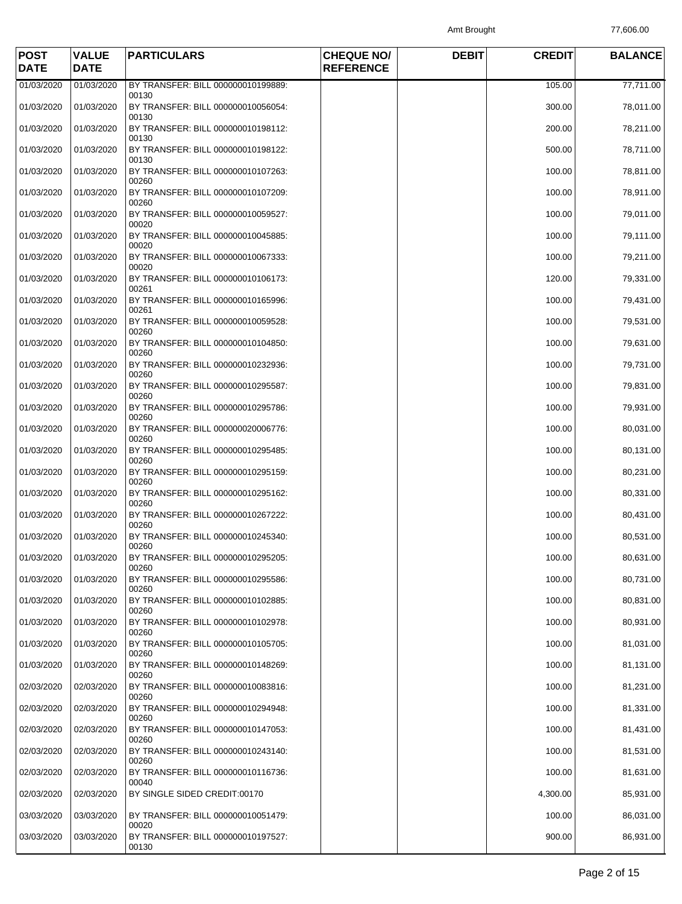Amt Brought 77,606.00

| POST DATE | VALUE DATE | PARTICULARS | CHEQUE NO/ REFERENCE | DEBIT | CREDIT | BALANCE |
|---|---|---|---|---|---|---|
| 01/03/2020 | 01/03/2020 | BY TRANSFER: BILL 000000010199889: 00130 | | | 105.00 | 77,711.00 |
| 01/03/2020 | 01/03/2020 | BY TRANSFER: BILL 000000010056054: 00130 | | | 300.00 | 78,011.00 |
| 01/03/2020 | 01/03/2020 | BY TRANSFER: BILL 000000010198112: 00130 | | | 200.00 | 78,211.00 |
| 01/03/2020 | 01/03/2020 | BY TRANSFER: BILL 000000010198122: 00130 | | | 500.00 | 78,711.00 |
| 01/03/2020 | 01/03/2020 | BY TRANSFER: BILL 000000010107263: 00260 | | | 100.00 | 78,811.00 |
| 01/03/2020 | 01/03/2020 | BY TRANSFER: BILL 000000010107209: 00260 | | | 100.00 | 78,911.00 |
| 01/03/2020 | 01/03/2020 | BY TRANSFER: BILL 000000010059527: 00020 | | | 100.00 | 79,011.00 |
| 01/03/2020 | 01/03/2020 | BY TRANSFER: BILL 000000010045885: 00020 | | | 100.00 | 79,111.00 |
| 01/03/2020 | 01/03/2020 | BY TRANSFER: BILL 000000010067333: 00020 | | | 100.00 | 79,211.00 |
| 01/03/2020 | 01/03/2020 | BY TRANSFER: BILL 000000010106173: 00261 | | | 120.00 | 79,331.00 |
| 01/03/2020 | 01/03/2020 | BY TRANSFER: BILL 000000010165996: 00261 | | | 100.00 | 79,431.00 |
| 01/03/2020 | 01/03/2020 | BY TRANSFER: BILL 000000010059528: 00260 | | | 100.00 | 79,531.00 |
| 01/03/2020 | 01/03/2020 | BY TRANSFER: BILL 000000010104850: 00260 | | | 100.00 | 79,631.00 |
| 01/03/2020 | 01/03/2020 | BY TRANSFER: BILL 000000010232936: 00260 | | | 100.00 | 79,731.00 |
| 01/03/2020 | 01/03/2020 | BY TRANSFER: BILL 000000010295587: 00260 | | | 100.00 | 79,831.00 |
| 01/03/2020 | 01/03/2020 | BY TRANSFER: BILL 000000010295786: 00260 | | | 100.00 | 79,931.00 |
| 01/03/2020 | 01/03/2020 | BY TRANSFER: BILL 000000020006776: 00260 | | | 100.00 | 80,031.00 |
| 01/03/2020 | 01/03/2020 | BY TRANSFER: BILL 000000010295485: 00260 | | | 100.00 | 80,131.00 |
| 01/03/2020 | 01/03/2020 | BY TRANSFER: BILL 000000010295159: 00260 | | | 100.00 | 80,231.00 |
| 01/03/2020 | 01/03/2020 | BY TRANSFER: BILL 000000010295162: 00260 | | | 100.00 | 80,331.00 |
| 01/03/2020 | 01/03/2020 | BY TRANSFER: BILL 000000010267222: 00260 | | | 100.00 | 80,431.00 |
| 01/03/2020 | 01/03/2020 | BY TRANSFER: BILL 000000010245340: 00260 | | | 100.00 | 80,531.00 |
| 01/03/2020 | 01/03/2020 | BY TRANSFER: BILL 000000010295205: 00260 | | | 100.00 | 80,631.00 |
| 01/03/2020 | 01/03/2020 | BY TRANSFER: BILL 000000010295586: 00260 | | | 100.00 | 80,731.00 |
| 01/03/2020 | 01/03/2020 | BY TRANSFER: BILL 000000010102885: 00260 | | | 100.00 | 80,831.00 |
| 01/03/2020 | 01/03/2020 | BY TRANSFER: BILL 000000010102978: 00260 | | | 100.00 | 80,931.00 |
| 01/03/2020 | 01/03/2020 | BY TRANSFER: BILL 000000010105705: 00260 | | | 100.00 | 81,031.00 |
| 01/03/2020 | 01/03/2020 | BY TRANSFER: BILL 000000010148269: 00260 | | | 100.00 | 81,131.00 |
| 02/03/2020 | 02/03/2020 | BY TRANSFER: BILL 000000010083816: 00260 | | | 100.00 | 81,231.00 |
| 02/03/2020 | 02/03/2020 | BY TRANSFER: BILL 000000010294948: 00260 | | | 100.00 | 81,331.00 |
| 02/03/2020 | 02/03/2020 | BY TRANSFER: BILL 000000010147053: 00260 | | | 100.00 | 81,431.00 |
| 02/03/2020 | 02/03/2020 | BY TRANSFER: BILL 000000010243140: 00260 | | | 100.00 | 81,531.00 |
| 02/03/2020 | 02/03/2020 | BY TRANSFER: BILL 000000010116736: 00040 | | | 100.00 | 81,631.00 |
| 02/03/2020 | 02/03/2020 | BY SINGLE SIDED CREDIT:00170 | | | 4,300.00 | 85,931.00 |
| 03/03/2020 | 03/03/2020 | BY TRANSFER: BILL 000000010051479: 00020 | | | 100.00 | 86,031.00 |
| 03/03/2020 | 03/03/2020 | BY TRANSFER: BILL 000000010197527: 00130 | | | 900.00 | 86,931.00 |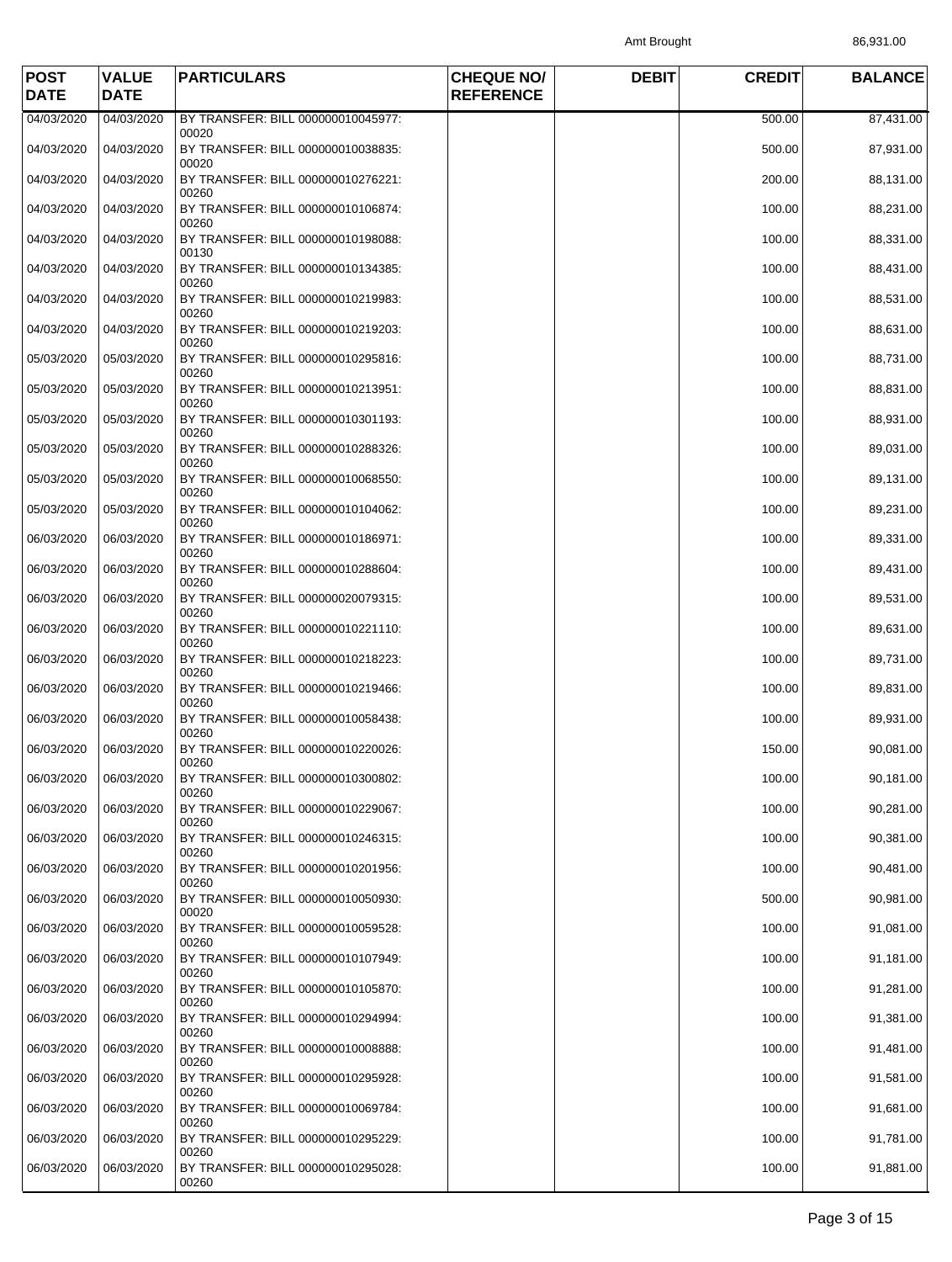Amt Brought 86,931.00

| POST DATE | VALUE DATE | PARTICULARS | CHEQUE NO/ REFERENCE | DEBIT | CREDIT | BALANCE |
|---|---|---|---|---|---|---|
| 04/03/2020 | 04/03/2020 | BY TRANSFER: BILL 000000010045977: 00020 | | | 500.00 | 87,431.00 |
| 04/03/2020 | 04/03/2020 | BY TRANSFER: BILL 000000010038835: 00020 | | | 500.00 | 87,931.00 |
| 04/03/2020 | 04/03/2020 | BY TRANSFER: BILL 000000010276221: 00260 | | | 200.00 | 88,131.00 |
| 04/03/2020 | 04/03/2020 | BY TRANSFER: BILL 000000010106874: 00260 | | | 100.00 | 88,231.00 |
| 04/03/2020 | 04/03/2020 | BY TRANSFER: BILL 000000010198088: 00130 | | | 100.00 | 88,331.00 |
| 04/03/2020 | 04/03/2020 | BY TRANSFER: BILL 000000010134385: 00260 | | | 100.00 | 88,431.00 |
| 04/03/2020 | 04/03/2020 | BY TRANSFER: BILL 000000010219983: 00260 | | | 100.00 | 88,531.00 |
| 04/03/2020 | 04/03/2020 | BY TRANSFER: BILL 000000010219203: 00260 | | | 100.00 | 88,631.00 |
| 05/03/2020 | 05/03/2020 | BY TRANSFER: BILL 000000010295816: 00260 | | | 100.00 | 88,731.00 |
| 05/03/2020 | 05/03/2020 | BY TRANSFER: BILL 000000010213951: 00260 | | | 100.00 | 88,831.00 |
| 05/03/2020 | 05/03/2020 | BY TRANSFER: BILL 000000010301193: 00260 | | | 100.00 | 88,931.00 |
| 05/03/2020 | 05/03/2020 | BY TRANSFER: BILL 000000010288326: 00260 | | | 100.00 | 89,031.00 |
| 05/03/2020 | 05/03/2020 | BY TRANSFER: BILL 000000010068550: 00260 | | | 100.00 | 89,131.00 |
| 05/03/2020 | 05/03/2020 | BY TRANSFER: BILL 000000010104062: 00260 | | | 100.00 | 89,231.00 |
| 06/03/2020 | 06/03/2020 | BY TRANSFER: BILL 000000010186971: 00260 | | | 100.00 | 89,331.00 |
| 06/03/2020 | 06/03/2020 | BY TRANSFER: BILL 000000010288604: 00260 | | | 100.00 | 89,431.00 |
| 06/03/2020 | 06/03/2020 | BY TRANSFER: BILL 000000020079315: 00260 | | | 100.00 | 89,531.00 |
| 06/03/2020 | 06/03/2020 | BY TRANSFER: BILL 000000010221110: 00260 | | | 100.00 | 89,631.00 |
| 06/03/2020 | 06/03/2020 | BY TRANSFER: BILL 000000010218223: 00260 | | | 100.00 | 89,731.00 |
| 06/03/2020 | 06/03/2020 | BY TRANSFER: BILL 000000010219466: 00260 | | | 100.00 | 89,831.00 |
| 06/03/2020 | 06/03/2020 | BY TRANSFER: BILL 000000010058438: 00260 | | | 100.00 | 89,931.00 |
| 06/03/2020 | 06/03/2020 | BY TRANSFER: BILL 000000010220026: 00260 | | | 150.00 | 90,081.00 |
| 06/03/2020 | 06/03/2020 | BY TRANSFER: BILL 000000010300802: 00260 | | | 100.00 | 90,181.00 |
| 06/03/2020 | 06/03/2020 | BY TRANSFER: BILL 000000010229067: 00260 | | | 100.00 | 90,281.00 |
| 06/03/2020 | 06/03/2020 | BY TRANSFER: BILL 000000010246315: 00260 | | | 100.00 | 90,381.00 |
| 06/03/2020 | 06/03/2020 | BY TRANSFER: BILL 000000010201956: 00260 | | | 100.00 | 90,481.00 |
| 06/03/2020 | 06/03/2020 | BY TRANSFER: BILL 000000010050930: 00020 | | | 500.00 | 90,981.00 |
| 06/03/2020 | 06/03/2020 | BY TRANSFER: BILL 000000010059528: 00260 | | | 100.00 | 91,081.00 |
| 06/03/2020 | 06/03/2020 | BY TRANSFER: BILL 000000010107949: 00260 | | | 100.00 | 91,181.00 |
| 06/03/2020 | 06/03/2020 | BY TRANSFER: BILL 000000010105870: 00260 | | | 100.00 | 91,281.00 |
| 06/03/2020 | 06/03/2020 | BY TRANSFER: BILL 000000010294994: 00260 | | | 100.00 | 91,381.00 |
| 06/03/2020 | 06/03/2020 | BY TRANSFER: BILL 000000010008888: 00260 | | | 100.00 | 91,481.00 |
| 06/03/2020 | 06/03/2020 | BY TRANSFER: BILL 000000010295928: 00260 | | | 100.00 | 91,581.00 |
| 06/03/2020 | 06/03/2020 | BY TRANSFER: BILL 000000010069784: 00260 | | | 100.00 | 91,681.00 |
| 06/03/2020 | 06/03/2020 | BY TRANSFER: BILL 000000010295229: 00260 | | | 100.00 | 91,781.00 |
| 06/03/2020 | 06/03/2020 | BY TRANSFER: BILL 000000010295028: 00260 | | | 100.00 | 91,881.00 |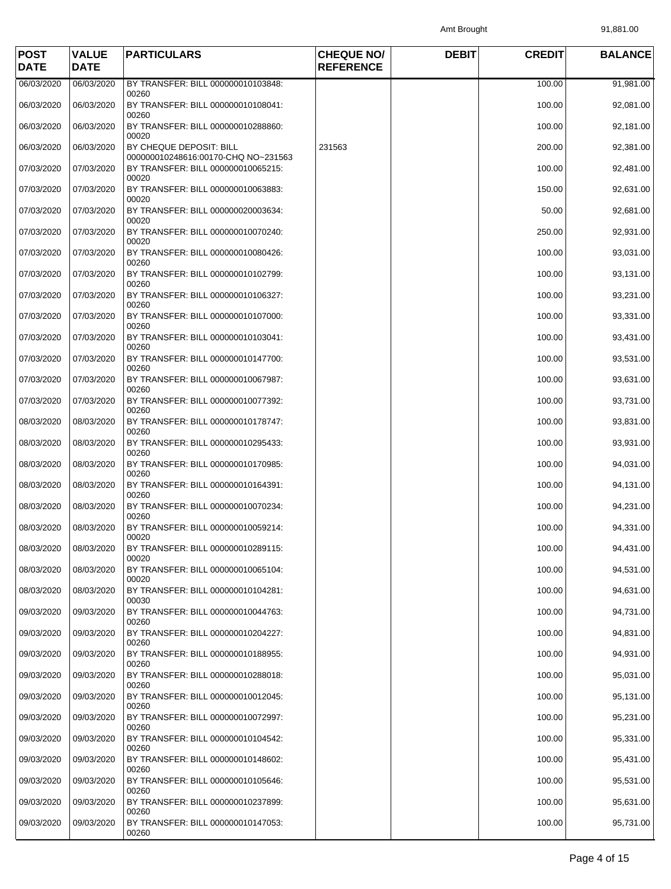Amt Brought 91,881.00

| POST DATE | VALUE DATE | PARTICULARS | CHEQUE NO/ REFERENCE | DEBIT | CREDIT | BALANCE |
|---|---|---|---|---|---|---|
| 06/03/2020 | 06/03/2020 | BY TRANSFER: BILL 000000010103848: 00260 | | | 100.00 | 91,981.00 |
| 06/03/2020 | 06/03/2020 | BY TRANSFER: BILL 000000010108041: 00260 | | | 100.00 | 92,081.00 |
| 06/03/2020 | 06/03/2020 | BY TRANSFER: BILL 000000010288860: 00020 | | | 100.00 | 92,181.00 |
| 06/03/2020 | 06/03/2020 | BY CHEQUE DEPOSIT: BILL 000000010248616:00170-CHQ NO~231563 | 231563 | | 200.00 | 92,381.00 |
| 07/03/2020 | 07/03/2020 | BY TRANSFER: BILL 000000010065215: 00020 | | | 100.00 | 92,481.00 |
| 07/03/2020 | 07/03/2020 | BY TRANSFER: BILL 000000010063883: 00020 | | | 150.00 | 92,631.00 |
| 07/03/2020 | 07/03/2020 | BY TRANSFER: BILL 000000020003634: 00020 | | | 50.00 | 92,681.00 |
| 07/03/2020 | 07/03/2020 | BY TRANSFER: BILL 000000010070240: 00020 | | | 250.00 | 92,931.00 |
| 07/03/2020 | 07/03/2020 | BY TRANSFER: BILL 000000010080426: 00260 | | | 100.00 | 93,031.00 |
| 07/03/2020 | 07/03/2020 | BY TRANSFER: BILL 000000010102799: 00260 | | | 100.00 | 93,131.00 |
| 07/03/2020 | 07/03/2020 | BY TRANSFER: BILL 000000010106327: 00260 | | | 100.00 | 93,231.00 |
| 07/03/2020 | 07/03/2020 | BY TRANSFER: BILL 000000010107000: 00260 | | | 100.00 | 93,331.00 |
| 07/03/2020 | 07/03/2020 | BY TRANSFER: BILL 000000010103041: 00260 | | | 100.00 | 93,431.00 |
| 07/03/2020 | 07/03/2020 | BY TRANSFER: BILL 000000010147700: 00260 | | | 100.00 | 93,531.00 |
| 07/03/2020 | 07/03/2020 | BY TRANSFER: BILL 000000010067987: 00260 | | | 100.00 | 93,631.00 |
| 07/03/2020 | 07/03/2020 | BY TRANSFER: BILL 000000010077392: 00260 | | | 100.00 | 93,731.00 |
| 08/03/2020 | 08/03/2020 | BY TRANSFER: BILL 000000010178747: 00260 | | | 100.00 | 93,831.00 |
| 08/03/2020 | 08/03/2020 | BY TRANSFER: BILL 000000010295433: 00260 | | | 100.00 | 93,931.00 |
| 08/03/2020 | 08/03/2020 | BY TRANSFER: BILL 000000010170985: 00260 | | | 100.00 | 94,031.00 |
| 08/03/2020 | 08/03/2020 | BY TRANSFER: BILL 000000010164391: 00260 | | | 100.00 | 94,131.00 |
| 08/03/2020 | 08/03/2020 | BY TRANSFER: BILL 000000010070234: 00260 | | | 100.00 | 94,231.00 |
| 08/03/2020 | 08/03/2020 | BY TRANSFER: BILL 000000010059214: 00020 | | | 100.00 | 94,331.00 |
| 08/03/2020 | 08/03/2020 | BY TRANSFER: BILL 000000010289115: 00020 | | | 100.00 | 94,431.00 |
| 08/03/2020 | 08/03/2020 | BY TRANSFER: BILL 000000010065104: 00020 | | | 100.00 | 94,531.00 |
| 08/03/2020 | 08/03/2020 | BY TRANSFER: BILL 000000010104281: 00030 | | | 100.00 | 94,631.00 |
| 09/03/2020 | 09/03/2020 | BY TRANSFER: BILL 000000010044763: 00260 | | | 100.00 | 94,731.00 |
| 09/03/2020 | 09/03/2020 | BY TRANSFER: BILL 000000010204227: 00260 | | | 100.00 | 94,831.00 |
| 09/03/2020 | 09/03/2020 | BY TRANSFER: BILL 000000010188955: 00260 | | | 100.00 | 94,931.00 |
| 09/03/2020 | 09/03/2020 | BY TRANSFER: BILL 000000010288018: 00260 | | | 100.00 | 95,031.00 |
| 09/03/2020 | 09/03/2020 | BY TRANSFER: BILL 000000010012045: 00260 | | | 100.00 | 95,131.00 |
| 09/03/2020 | 09/03/2020 | BY TRANSFER: BILL 000000010072997: 00260 | | | 100.00 | 95,231.00 |
| 09/03/2020 | 09/03/2020 | BY TRANSFER: BILL 000000010104542: 00260 | | | 100.00 | 95,331.00 |
| 09/03/2020 | 09/03/2020 | BY TRANSFER: BILL 000000010148602: 00260 | | | 100.00 | 95,431.00 |
| 09/03/2020 | 09/03/2020 | BY TRANSFER: BILL 000000010105646: 00260 | | | 100.00 | 95,531.00 |
| 09/03/2020 | 09/03/2020 | BY TRANSFER: BILL 000000010237899: 00260 | | | 100.00 | 95,631.00 |
| 09/03/2020 | 09/03/2020 | BY TRANSFER: BILL 000000010147053: 00260 | | | 100.00 | 95,731.00 |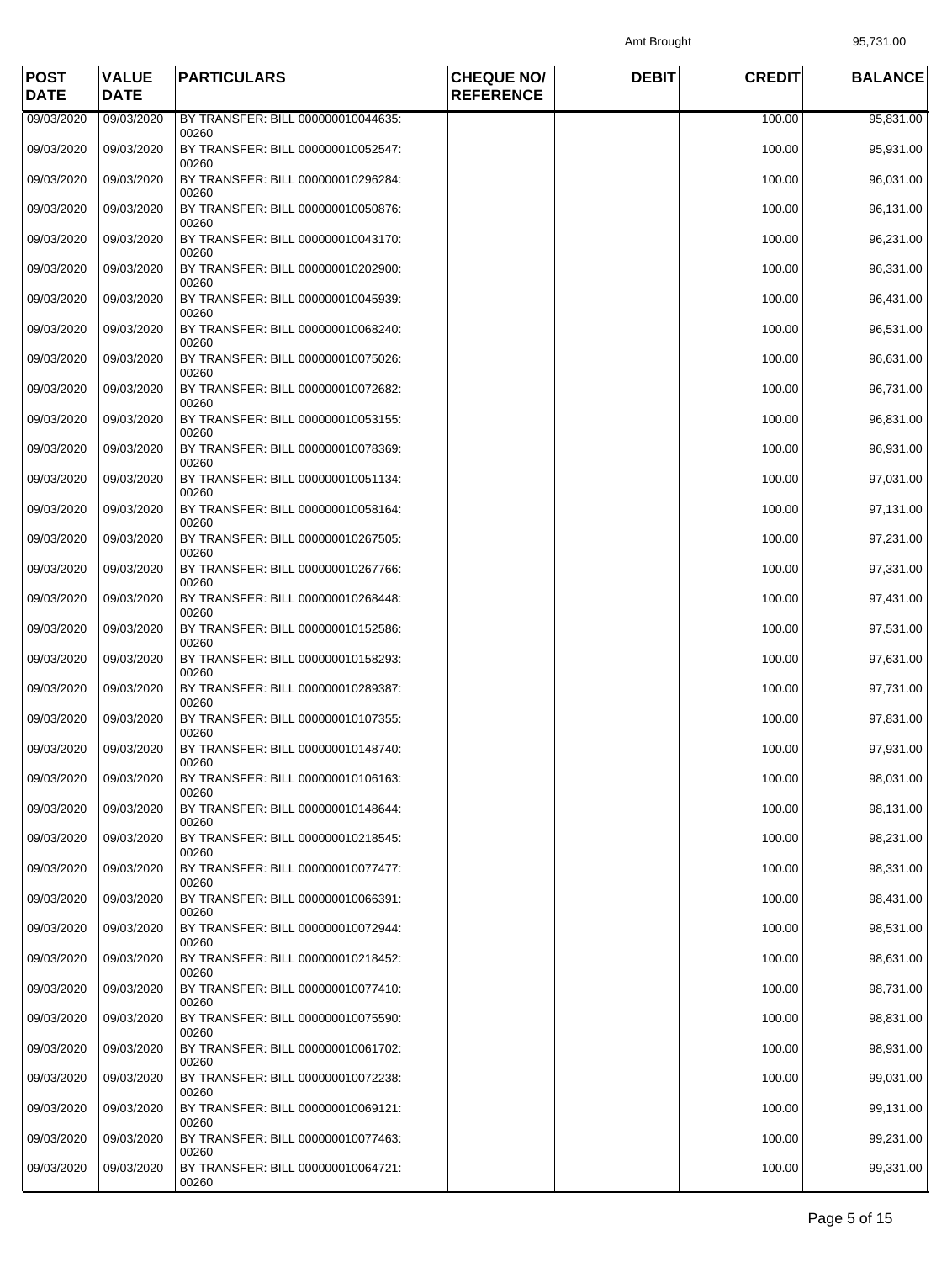Amt Brought 95,731.00

| POST DATE | VALUE DATE | PARTICULARS | CHEQUE NO/ REFERENCE | DEBIT | CREDIT | BALANCE |
|---|---|---|---|---|---|---|
| 09/03/2020 | 09/03/2020 | BY TRANSFER: BILL 000000010044635: 00260 | | | 100.00 | 95,831.00 |
| 09/03/2020 | 09/03/2020 | BY TRANSFER: BILL 000000010052547: 00260 | | | 100.00 | 95,931.00 |
| 09/03/2020 | 09/03/2020 | BY TRANSFER: BILL 000000010296284: 00260 | | | 100.00 | 96,031.00 |
| 09/03/2020 | 09/03/2020 | BY TRANSFER: BILL 000000010050876: 00260 | | | 100.00 | 96,131.00 |
| 09/03/2020 | 09/03/2020 | BY TRANSFER: BILL 000000010043170: 00260 | | | 100.00 | 96,231.00 |
| 09/03/2020 | 09/03/2020 | BY TRANSFER: BILL 000000010202900: 00260 | | | 100.00 | 96,331.00 |
| 09/03/2020 | 09/03/2020 | BY TRANSFER: BILL 000000010045939: 00260 | | | 100.00 | 96,431.00 |
| 09/03/2020 | 09/03/2020 | BY TRANSFER: BILL 000000010068240: 00260 | | | 100.00 | 96,531.00 |
| 09/03/2020 | 09/03/2020 | BY TRANSFER: BILL 000000010075026: 00260 | | | 100.00 | 96,631.00 |
| 09/03/2020 | 09/03/2020 | BY TRANSFER: BILL 000000010072682: 00260 | | | 100.00 | 96,731.00 |
| 09/03/2020 | 09/03/2020 | BY TRANSFER: BILL 000000010053155: 00260 | | | 100.00 | 96,831.00 |
| 09/03/2020 | 09/03/2020 | BY TRANSFER: BILL 000000010078369: 00260 | | | 100.00 | 96,931.00 |
| 09/03/2020 | 09/03/2020 | BY TRANSFER: BILL 000000010051134: 00260 | | | 100.00 | 97,031.00 |
| 09/03/2020 | 09/03/2020 | BY TRANSFER: BILL 000000010058164: 00260 | | | 100.00 | 97,131.00 |
| 09/03/2020 | 09/03/2020 | BY TRANSFER: BILL 000000010267505: 00260 | | | 100.00 | 97,231.00 |
| 09/03/2020 | 09/03/2020 | BY TRANSFER: BILL 000000010267766: 00260 | | | 100.00 | 97,331.00 |
| 09/03/2020 | 09/03/2020 | BY TRANSFER: BILL 000000010268448: 00260 | | | 100.00 | 97,431.00 |
| 09/03/2020 | 09/03/2020 | BY TRANSFER: BILL 000000010152586: 00260 | | | 100.00 | 97,531.00 |
| 09/03/2020 | 09/03/2020 | BY TRANSFER: BILL 000000010158293: 00260 | | | 100.00 | 97,631.00 |
| 09/03/2020 | 09/03/2020 | BY TRANSFER: BILL 000000010289387: 00260 | | | 100.00 | 97,731.00 |
| 09/03/2020 | 09/03/2020 | BY TRANSFER: BILL 000000010107355: 00260 | | | 100.00 | 97,831.00 |
| 09/03/2020 | 09/03/2020 | BY TRANSFER: BILL 000000010148740: 00260 | | | 100.00 | 97,931.00 |
| 09/03/2020 | 09/03/2020 | BY TRANSFER: BILL 000000010106163: 00260 | | | 100.00 | 98,031.00 |
| 09/03/2020 | 09/03/2020 | BY TRANSFER: BILL 000000010148644: 00260 | | | 100.00 | 98,131.00 |
| 09/03/2020 | 09/03/2020 | BY TRANSFER: BILL 000000010218545: 00260 | | | 100.00 | 98,231.00 |
| 09/03/2020 | 09/03/2020 | BY TRANSFER: BILL 000000010077477: 00260 | | | 100.00 | 98,331.00 |
| 09/03/2020 | 09/03/2020 | BY TRANSFER: BILL 000000010066391: 00260 | | | 100.00 | 98,431.00 |
| 09/03/2020 | 09/03/2020 | BY TRANSFER: BILL 000000010072944: 00260 | | | 100.00 | 98,531.00 |
| 09/03/2020 | 09/03/2020 | BY TRANSFER: BILL 000000010218452: 00260 | | | 100.00 | 98,631.00 |
| 09/03/2020 | 09/03/2020 | BY TRANSFER: BILL 000000010077410: 00260 | | | 100.00 | 98,731.00 |
| 09/03/2020 | 09/03/2020 | BY TRANSFER: BILL 000000010075590: 00260 | | | 100.00 | 98,831.00 |
| 09/03/2020 | 09/03/2020 | BY TRANSFER: BILL 000000010061702: 00260 | | | 100.00 | 98,931.00 |
| 09/03/2020 | 09/03/2020 | BY TRANSFER: BILL 000000010072238: 00260 | | | 100.00 | 99,031.00 |
| 09/03/2020 | 09/03/2020 | BY TRANSFER: BILL 000000010069121: 00260 | | | 100.00 | 99,131.00 |
| 09/03/2020 | 09/03/2020 | BY TRANSFER: BILL 000000010077463: 00260 | | | 100.00 | 99,231.00 |
| 09/03/2020 | 09/03/2020 | BY TRANSFER: BILL 000000010064721: 00260 | | | 100.00 | 99,331.00 |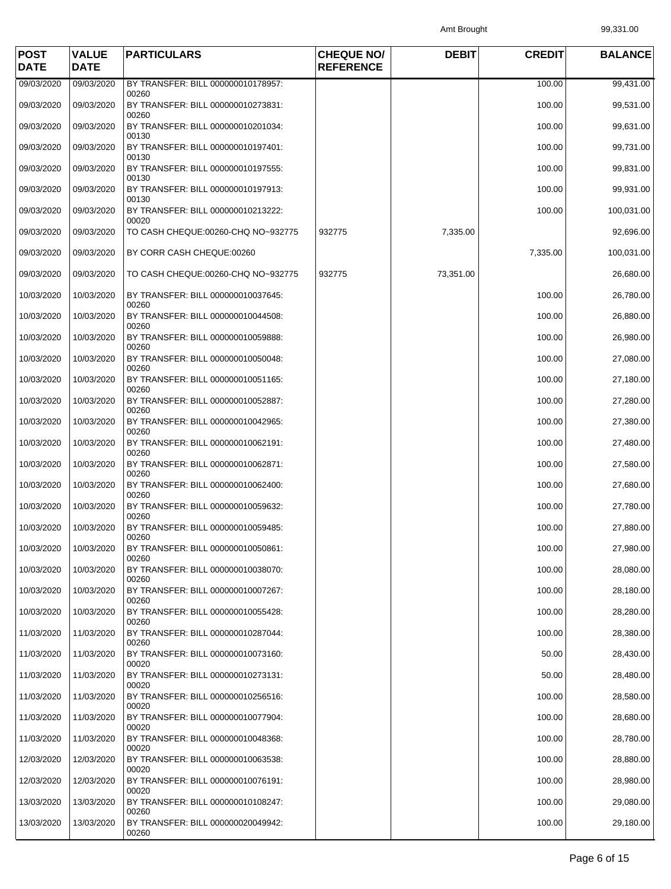Amt Brought 99,331.00

| POST DATE | VALUE DATE | PARTICULARS | CHEQUE NO/ REFERENCE | DEBIT | CREDIT | BALANCE |
|---|---|---|---|---|---|---|
| 09/03/2020 | 09/03/2020 | BY TRANSFER: BILL 000000010178957: 00260 | | | 100.00 | 99,431.00 |
| 09/03/2020 | 09/03/2020 | BY TRANSFER: BILL 000000010273831: 00260 | | | 100.00 | 99,531.00 |
| 09/03/2020 | 09/03/2020 | BY TRANSFER: BILL 000000010201034: 00130 | | | 100.00 | 99,631.00 |
| 09/03/2020 | 09/03/2020 | BY TRANSFER: BILL 000000010197401: 00130 | | | 100.00 | 99,731.00 |
| 09/03/2020 | 09/03/2020 | BY TRANSFER: BILL 000000010197555: 00130 | | | 100.00 | 99,831.00 |
| 09/03/2020 | 09/03/2020 | BY TRANSFER: BILL 000000010197913: 00130 | | | 100.00 | 99,931.00 |
| 09/03/2020 | 09/03/2020 | BY TRANSFER: BILL 000000010213222: 00020 | | | 100.00 | 100,031.00 |
| 09/03/2020 | 09/03/2020 | TO CASH CHEQUE:00260-CHQ NO~932775 | 932775 | 7,335.00 | | 92,696.00 |
| 09/03/2020 | 09/03/2020 | BY CORR CASH CHEQUE:00260 | | | 7,335.00 | 100,031.00 |
| 09/03/2020 | 09/03/2020 | TO CASH CHEQUE:00260-CHQ NO~932775 | 932775 | 73,351.00 | | 26,680.00 |
| 10/03/2020 | 10/03/2020 | BY TRANSFER: BILL 000000010037645: 00260 | | | 100.00 | 26,780.00 |
| 10/03/2020 | 10/03/2020 | BY TRANSFER: BILL 000000010044508: 00260 | | | 100.00 | 26,880.00 |
| 10/03/2020 | 10/03/2020 | BY TRANSFER: BILL 000000010059888: 00260 | | | 100.00 | 26,980.00 |
| 10/03/2020 | 10/03/2020 | BY TRANSFER: BILL 000000010050048: 00260 | | | 100.00 | 27,080.00 |
| 10/03/2020 | 10/03/2020 | BY TRANSFER: BILL 000000010051165: 00260 | | | 100.00 | 27,180.00 |
| 10/03/2020 | 10/03/2020 | BY TRANSFER: BILL 000000010052887: 00260 | | | 100.00 | 27,280.00 |
| 10/03/2020 | 10/03/2020 | BY TRANSFER: BILL 000000010042965: 00260 | | | 100.00 | 27,380.00 |
| 10/03/2020 | 10/03/2020 | BY TRANSFER: BILL 000000010062191: 00260 | | | 100.00 | 27,480.00 |
| 10/03/2020 | 10/03/2020 | BY TRANSFER: BILL 000000010062871: 00260 | | | 100.00 | 27,580.00 |
| 10/03/2020 | 10/03/2020 | BY TRANSFER: BILL 000000010062400: 00260 | | | 100.00 | 27,680.00 |
| 10/03/2020 | 10/03/2020 | BY TRANSFER: BILL 000000010059632: 00260 | | | 100.00 | 27,780.00 |
| 10/03/2020 | 10/03/2020 | BY TRANSFER: BILL 000000010059485: 00260 | | | 100.00 | 27,880.00 |
| 10/03/2020 | 10/03/2020 | BY TRANSFER: BILL 000000010050861: 00260 | | | 100.00 | 27,980.00 |
| 10/03/2020 | 10/03/2020 | BY TRANSFER: BILL 000000010038070: 00260 | | | 100.00 | 28,080.00 |
| 10/03/2020 | 10/03/2020 | BY TRANSFER: BILL 000000010007267: 00260 | | | 100.00 | 28,180.00 |
| 10/03/2020 | 10/03/2020 | BY TRANSFER: BILL 000000010055428: 00260 | | | 100.00 | 28,280.00 |
| 11/03/2020 | 11/03/2020 | BY TRANSFER: BILL 000000010287044: 00260 | | | 100.00 | 28,380.00 |
| 11/03/2020 | 11/03/2020 | BY TRANSFER: BILL 000000010073160: 00020 | | | 50.00 | 28,430.00 |
| 11/03/2020 | 11/03/2020 | BY TRANSFER: BILL 000000010273131: 00020 | | | 50.00 | 28,480.00 |
| 11/03/2020 | 11/03/2020 | BY TRANSFER: BILL 000000010256516: 00020 | | | 100.00 | 28,580.00 |
| 11/03/2020 | 11/03/2020 | BY TRANSFER: BILL 000000010077904: 00020 | | | 100.00 | 28,680.00 |
| 11/03/2020 | 11/03/2020 | BY TRANSFER: BILL 000000010048368: 00020 | | | 100.00 | 28,780.00 |
| 12/03/2020 | 12/03/2020 | BY TRANSFER: BILL 000000010063538: 00020 | | | 100.00 | 28,880.00 |
| 12/03/2020 | 12/03/2020 | BY TRANSFER: BILL 000000010076191: 00020 | | | 100.00 | 28,980.00 |
| 13/03/2020 | 13/03/2020 | BY TRANSFER: BILL 000000010108247: 00260 | | | 100.00 | 29,080.00 |
| 13/03/2020 | 13/03/2020 | BY TRANSFER: BILL 000000020049942: 00260 | | | 100.00 | 29,180.00 |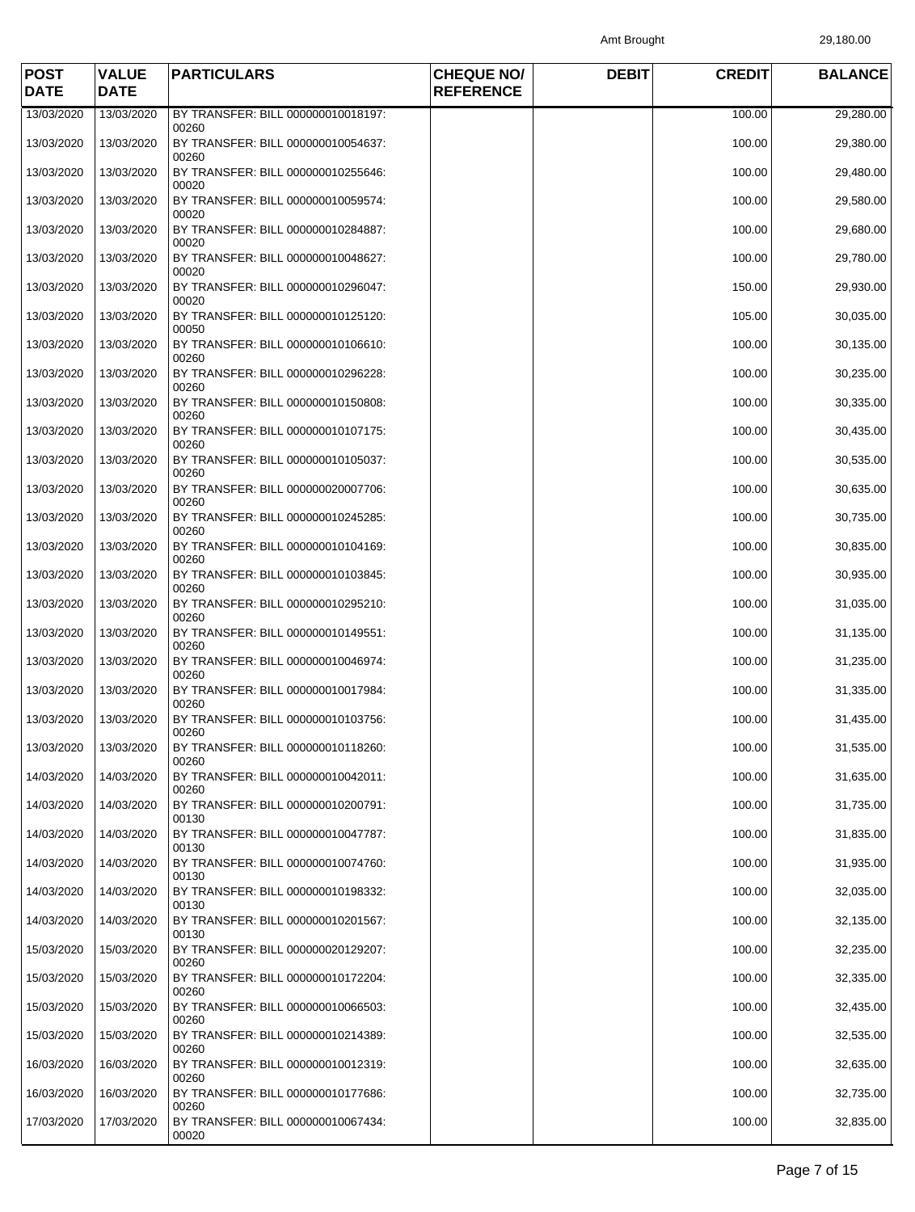Amt Brought 29,180.00

| POST DATE | VALUE DATE | PARTICULARS | CHEQUE NO/ REFERENCE | DEBIT | CREDIT | BALANCE |
|---|---|---|---|---|---|---|
| 13/03/2020 | 13/03/2020 | BY TRANSFER: BILL 000000010018197: 00260 | | | 100.00 | 29,280.00 |
| 13/03/2020 | 13/03/2020 | BY TRANSFER: BILL 000000010054637: 00260 | | | 100.00 | 29,380.00 |
| 13/03/2020 | 13/03/2020 | BY TRANSFER: BILL 000000010255646: 00020 | | | 100.00 | 29,480.00 |
| 13/03/2020 | 13/03/2020 | BY TRANSFER: BILL 000000010059574: 00020 | | | 100.00 | 29,580.00 |
| 13/03/2020 | 13/03/2020 | BY TRANSFER: BILL 000000010284887: 00020 | | | 100.00 | 29,680.00 |
| 13/03/2020 | 13/03/2020 | BY TRANSFER: BILL 000000010048627: 00020 | | | 100.00 | 29,780.00 |
| 13/03/2020 | 13/03/2020 | BY TRANSFER: BILL 000000010296047: 00020 | | | 150.00 | 29,930.00 |
| 13/03/2020 | 13/03/2020 | BY TRANSFER: BILL 000000010125120: 00050 | | | 105.00 | 30,035.00 |
| 13/03/2020 | 13/03/2020 | BY TRANSFER: BILL 000000010106610: 00260 | | | 100.00 | 30,135.00 |
| 13/03/2020 | 13/03/2020 | BY TRANSFER: BILL 000000010296228: 00260 | | | 100.00 | 30,235.00 |
| 13/03/2020 | 13/03/2020 | BY TRANSFER: BILL 000000010150808: 00260 | | | 100.00 | 30,335.00 |
| 13/03/2020 | 13/03/2020 | BY TRANSFER: BILL 000000010107175: 00260 | | | 100.00 | 30,435.00 |
| 13/03/2020 | 13/03/2020 | BY TRANSFER: BILL 000000010105037: 00260 | | | 100.00 | 30,535.00 |
| 13/03/2020 | 13/03/2020 | BY TRANSFER: BILL 000000020007706: 00260 | | | 100.00 | 30,635.00 |
| 13/03/2020 | 13/03/2020 | BY TRANSFER: BILL 000000010245285: 00260 | | | 100.00 | 30,735.00 |
| 13/03/2020 | 13/03/2020 | BY TRANSFER: BILL 000000010104169: 00260 | | | 100.00 | 30,835.00 |
| 13/03/2020 | 13/03/2020 | BY TRANSFER: BILL 000000010103845: 00260 | | | 100.00 | 30,935.00 |
| 13/03/2020 | 13/03/2020 | BY TRANSFER: BILL 000000010295210: 00260 | | | 100.00 | 31,035.00 |
| 13/03/2020 | 13/03/2020 | BY TRANSFER: BILL 000000010149551: 00260 | | | 100.00 | 31,135.00 |
| 13/03/2020 | 13/03/2020 | BY TRANSFER: BILL 000000010046974: 00260 | | | 100.00 | 31,235.00 |
| 13/03/2020 | 13/03/2020 | BY TRANSFER: BILL 000000010017984: 00260 | | | 100.00 | 31,335.00 |
| 13/03/2020 | 13/03/2020 | BY TRANSFER: BILL 000000010103756: 00260 | | | 100.00 | 31,435.00 |
| 13/03/2020 | 13/03/2020 | BY TRANSFER: BILL 000000010118260: 00260 | | | 100.00 | 31,535.00 |
| 14/03/2020 | 14/03/2020 | BY TRANSFER: BILL 000000010042011: 00260 | | | 100.00 | 31,635.00 |
| 14/03/2020 | 14/03/2020 | BY TRANSFER: BILL 000000010200791: 00130 | | | 100.00 | 31,735.00 |
| 14/03/2020 | 14/03/2020 | BY TRANSFER: BILL 000000010047787: 00130 | | | 100.00 | 31,835.00 |
| 14/03/2020 | 14/03/2020 | BY TRANSFER: BILL 000000010074760: 00130 | | | 100.00 | 31,935.00 |
| 14/03/2020 | 14/03/2020 | BY TRANSFER: BILL 000000010198332: 00130 | | | 100.00 | 32,035.00 |
| 14/03/2020 | 14/03/2020 | BY TRANSFER: BILL 000000010201567: 00130 | | | 100.00 | 32,135.00 |
| 15/03/2020 | 15/03/2020 | BY TRANSFER: BILL 000000020129207: 00260 | | | 100.00 | 32,235.00 |
| 15/03/2020 | 15/03/2020 | BY TRANSFER: BILL 000000010172204: 00260 | | | 100.00 | 32,335.00 |
| 15/03/2020 | 15/03/2020 | BY TRANSFER: BILL 000000010066503: 00260 | | | 100.00 | 32,435.00 |
| 15/03/2020 | 15/03/2020 | BY TRANSFER: BILL 000000010214389: 00260 | | | 100.00 | 32,535.00 |
| 16/03/2020 | 16/03/2020 | BY TRANSFER: BILL 000000010012319: 00260 | | | 100.00 | 32,635.00 |
| 16/03/2020 | 16/03/2020 | BY TRANSFER: BILL 000000010177686: 00260 | | | 100.00 | 32,735.00 |
| 17/03/2020 | 17/03/2020 | BY TRANSFER: BILL 000000010067434: 00020 | | | 100.00 | 32,835.00 |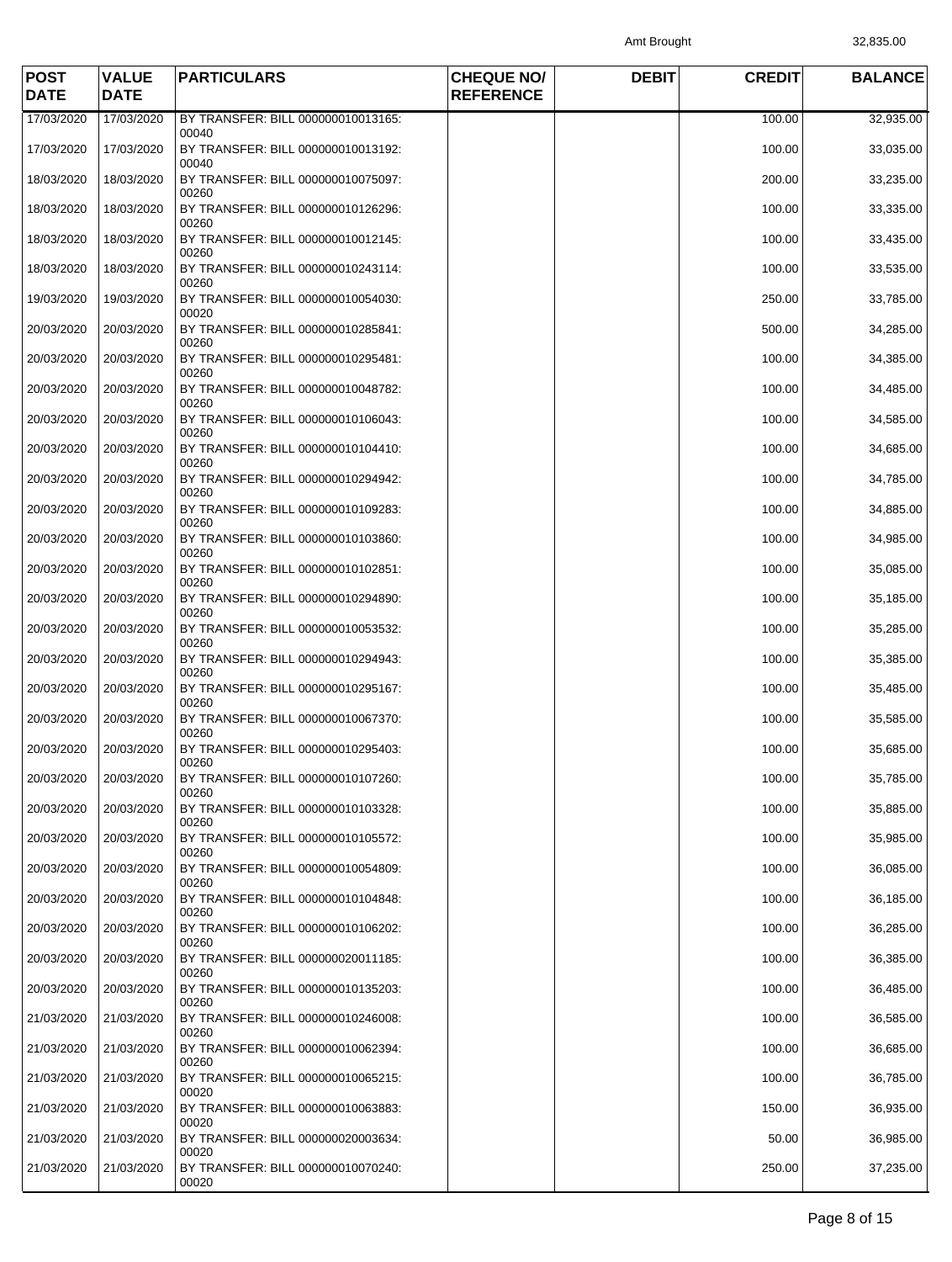Amt Brought 32,835.00

| POST DATE | VALUE DATE | PARTICULARS | CHEQUE NO/ REFERENCE | DEBIT | CREDIT | BALANCE |
|---|---|---|---|---|---|---|
| 17/03/2020 | 17/03/2020 | BY TRANSFER: BILL 000000010013165: 00040 | | | 100.00 | 32,935.00 |
| 17/03/2020 | 17/03/2020 | BY TRANSFER: BILL 000000010013192: 00040 | | | 100.00 | 33,035.00 |
| 18/03/2020 | 18/03/2020 | BY TRANSFER: BILL 000000010075097: 00260 | | | 200.00 | 33,235.00 |
| 18/03/2020 | 18/03/2020 | BY TRANSFER: BILL 000000010126296: 00260 | | | 100.00 | 33,335.00 |
| 18/03/2020 | 18/03/2020 | BY TRANSFER: BILL 000000010012145: 00260 | | | 100.00 | 33,435.00 |
| 18/03/2020 | 18/03/2020 | BY TRANSFER: BILL 000000010243114: 00260 | | | 100.00 | 33,535.00 |
| 19/03/2020 | 19/03/2020 | BY TRANSFER: BILL 000000010054030: 00020 | | | 250.00 | 33,785.00 |
| 20/03/2020 | 20/03/2020 | BY TRANSFER: BILL 000000010285841: 00260 | | | 500.00 | 34,285.00 |
| 20/03/2020 | 20/03/2020 | BY TRANSFER: BILL 000000010295481: 00260 | | | 100.00 | 34,385.00 |
| 20/03/2020 | 20/03/2020 | BY TRANSFER: BILL 000000010048782: 00260 | | | 100.00 | 34,485.00 |
| 20/03/2020 | 20/03/2020 | BY TRANSFER: BILL 000000010106043: 00260 | | | 100.00 | 34,585.00 |
| 20/03/2020 | 20/03/2020 | BY TRANSFER: BILL 000000010104410: 00260 | | | 100.00 | 34,685.00 |
| 20/03/2020 | 20/03/2020 | BY TRANSFER: BILL 000000010294942: 00260 | | | 100.00 | 34,785.00 |
| 20/03/2020 | 20/03/2020 | BY TRANSFER: BILL 000000010109283: 00260 | | | 100.00 | 34,885.00 |
| 20/03/2020 | 20/03/2020 | BY TRANSFER: BILL 000000010103860: 00260 | | | 100.00 | 34,985.00 |
| 20/03/2020 | 20/03/2020 | BY TRANSFER: BILL 000000010102851: 00260 | | | 100.00 | 35,085.00 |
| 20/03/2020 | 20/03/2020 | BY TRANSFER: BILL 000000010294890: 00260 | | | 100.00 | 35,185.00 |
| 20/03/2020 | 20/03/2020 | BY TRANSFER: BILL 000000010053532: 00260 | | | 100.00 | 35,285.00 |
| 20/03/2020 | 20/03/2020 | BY TRANSFER: BILL 000000010294943: 00260 | | | 100.00 | 35,385.00 |
| 20/03/2020 | 20/03/2020 | BY TRANSFER: BILL 000000010295167: 00260 | | | 100.00 | 35,485.00 |
| 20/03/2020 | 20/03/2020 | BY TRANSFER: BILL 000000010067370: 00260 | | | 100.00 | 35,585.00 |
| 20/03/2020 | 20/03/2020 | BY TRANSFER: BILL 000000010295403: 00260 | | | 100.00 | 35,685.00 |
| 20/03/2020 | 20/03/2020 | BY TRANSFER: BILL 000000010107260: 00260 | | | 100.00 | 35,785.00 |
| 20/03/2020 | 20/03/2020 | BY TRANSFER: BILL 000000010103328: 00260 | | | 100.00 | 35,885.00 |
| 20/03/2020 | 20/03/2020 | BY TRANSFER: BILL 000000010105572: 00260 | | | 100.00 | 35,985.00 |
| 20/03/2020 | 20/03/2020 | BY TRANSFER: BILL 000000010054809: 00260 | | | 100.00 | 36,085.00 |
| 20/03/2020 | 20/03/2020 | BY TRANSFER: BILL 000000010104848: 00260 | | | 100.00 | 36,185.00 |
| 20/03/2020 | 20/03/2020 | BY TRANSFER: BILL 000000010106202: 00260 | | | 100.00 | 36,285.00 |
| 20/03/2020 | 20/03/2020 | BY TRANSFER: BILL 000000020011185: 00260 | | | 100.00 | 36,385.00 |
| 20/03/2020 | 20/03/2020 | BY TRANSFER: BILL 000000010135203: 00260 | | | 100.00 | 36,485.00 |
| 21/03/2020 | 21/03/2020 | BY TRANSFER: BILL 000000010246008: 00260 | | | 100.00 | 36,585.00 |
| 21/03/2020 | 21/03/2020 | BY TRANSFER: BILL 000000010062394: 00260 | | | 100.00 | 36,685.00 |
| 21/03/2020 | 21/03/2020 | BY TRANSFER: BILL 000000010065215: 00020 | | | 100.00 | 36,785.00 |
| 21/03/2020 | 21/03/2020 | BY TRANSFER: BILL 000000010063883: 00020 | | | 150.00 | 36,935.00 |
| 21/03/2020 | 21/03/2020 | BY TRANSFER: BILL 000000020003634: 00020 | | | 50.00 | 36,985.00 |
| 21/03/2020 | 21/03/2020 | BY TRANSFER: BILL 000000010070240: 00020 | | | 250.00 | 37,235.00 |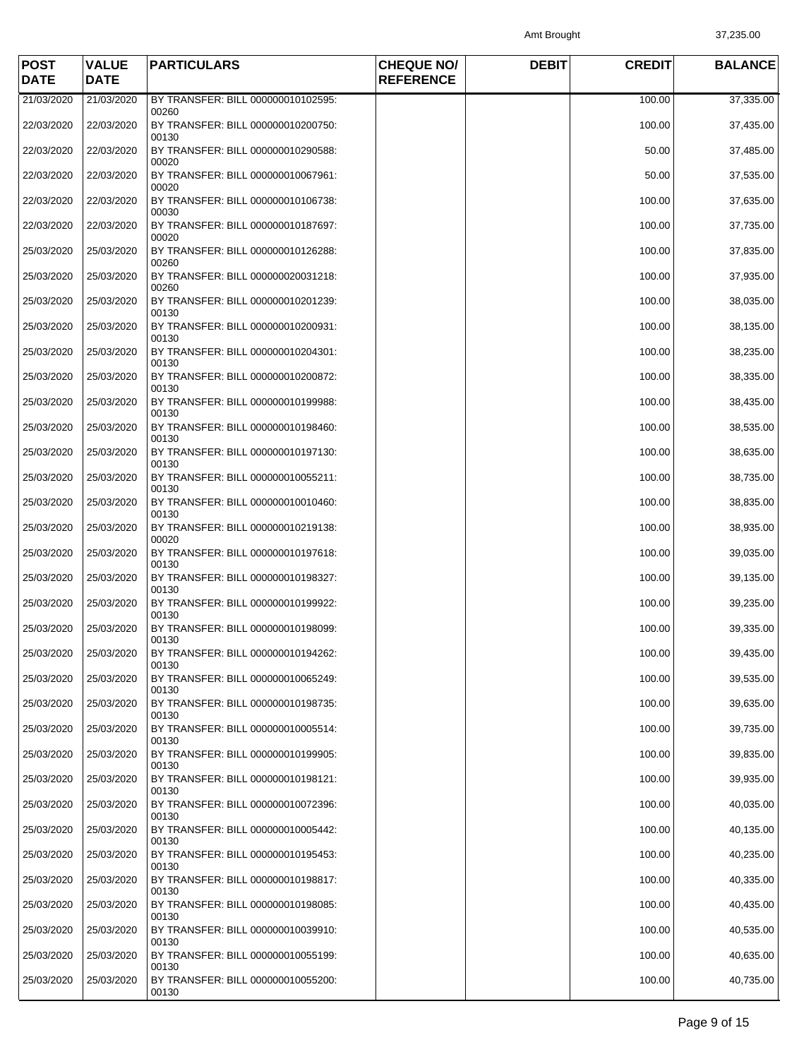Amt Brought 37,235.00

| POST DATE | VALUE DATE | PARTICULARS | CHEQUE NO/ REFERENCE | DEBIT | CREDIT | BALANCE |
|---|---|---|---|---|---|---|
| 21/03/2020 | 21/03/2020 | BY TRANSFER: BILL 000000010102595: 00260 | | | 100.00 | 37,335.00 |
| 22/03/2020 | 22/03/2020 | BY TRANSFER: BILL 000000010200750: 00130 | | | 100.00 | 37,435.00 |
| 22/03/2020 | 22/03/2020 | BY TRANSFER: BILL 000000010290588: 00020 | | | 50.00 | 37,485.00 |
| 22/03/2020 | 22/03/2020 | BY TRANSFER: BILL 000000010067961: 00020 | | | 50.00 | 37,535.00 |
| 22/03/2020 | 22/03/2020 | BY TRANSFER: BILL 000000010106738: 00030 | | | 100.00 | 37,635.00 |
| 22/03/2020 | 22/03/2020 | BY TRANSFER: BILL 000000010187697: 00020 | | | 100.00 | 37,735.00 |
| 25/03/2020 | 25/03/2020 | BY TRANSFER: BILL 000000010126288: 00260 | | | 100.00 | 37,835.00 |
| 25/03/2020 | 25/03/2020 | BY TRANSFER: BILL 000000020031218: 00260 | | | 100.00 | 37,935.00 |
| 25/03/2020 | 25/03/2020 | BY TRANSFER: BILL 000000010201239: 00130 | | | 100.00 | 38,035.00 |
| 25/03/2020 | 25/03/2020 | BY TRANSFER: BILL 000000010200931: 00130 | | | 100.00 | 38,135.00 |
| 25/03/2020 | 25/03/2020 | BY TRANSFER: BILL 000000010204301: 00130 | | | 100.00 | 38,235.00 |
| 25/03/2020 | 25/03/2020 | BY TRANSFER: BILL 000000010200872: 00130 | | | 100.00 | 38,335.00 |
| 25/03/2020 | 25/03/2020 | BY TRANSFER: BILL 000000010199988: 00130 | | | 100.00 | 38,435.00 |
| 25/03/2020 | 25/03/2020 | BY TRANSFER: BILL 000000010198460: 00130 | | | 100.00 | 38,535.00 |
| 25/03/2020 | 25/03/2020 | BY TRANSFER: BILL 000000010197130: 00130 | | | 100.00 | 38,635.00 |
| 25/03/2020 | 25/03/2020 | BY TRANSFER: BILL 000000010055211: 00130 | | | 100.00 | 38,735.00 |
| 25/03/2020 | 25/03/2020 | BY TRANSFER: BILL 000000010010460: 00130 | | | 100.00 | 38,835.00 |
| 25/03/2020 | 25/03/2020 | BY TRANSFER: BILL 000000010219138: 00020 | | | 100.00 | 38,935.00 |
| 25/03/2020 | 25/03/2020 | BY TRANSFER: BILL 000000010197618: 00130 | | | 100.00 | 39,035.00 |
| 25/03/2020 | 25/03/2020 | BY TRANSFER: BILL 000000010198327: 00130 | | | 100.00 | 39,135.00 |
| 25/03/2020 | 25/03/2020 | BY TRANSFER: BILL 000000010199922: 00130 | | | 100.00 | 39,235.00 |
| 25/03/2020 | 25/03/2020 | BY TRANSFER: BILL 000000010198099: 00130 | | | 100.00 | 39,335.00 |
| 25/03/2020 | 25/03/2020 | BY TRANSFER: BILL 000000010194262: 00130 | | | 100.00 | 39,435.00 |
| 25/03/2020 | 25/03/2020 | BY TRANSFER: BILL 000000010065249: 00130 | | | 100.00 | 39,535.00 |
| 25/03/2020 | 25/03/2020 | BY TRANSFER: BILL 000000010198735: 00130 | | | 100.00 | 39,635.00 |
| 25/03/2020 | 25/03/2020 | BY TRANSFER: BILL 000000010005514: 00130 | | | 100.00 | 39,735.00 |
| 25/03/2020 | 25/03/2020 | BY TRANSFER: BILL 000000010199905: 00130 | | | 100.00 | 39,835.00 |
| 25/03/2020 | 25/03/2020 | BY TRANSFER: BILL 000000010198121: 00130 | | | 100.00 | 39,935.00 |
| 25/03/2020 | 25/03/2020 | BY TRANSFER: BILL 000000010072396: 00130 | | | 100.00 | 40,035.00 |
| 25/03/2020 | 25/03/2020 | BY TRANSFER: BILL 000000010005442: 00130 | | | 100.00 | 40,135.00 |
| 25/03/2020 | 25/03/2020 | BY TRANSFER: BILL 000000010195453: 00130 | | | 100.00 | 40,235.00 |
| 25/03/2020 | 25/03/2020 | BY TRANSFER: BILL 000000010198817: 00130 | | | 100.00 | 40,335.00 |
| 25/03/2020 | 25/03/2020 | BY TRANSFER: BILL 000000010198085: 00130 | | | 100.00 | 40,435.00 |
| 25/03/2020 | 25/03/2020 | BY TRANSFER: BILL 000000010039910: 00130 | | | 100.00 | 40,535.00 |
| 25/03/2020 | 25/03/2020 | BY TRANSFER: BILL 000000010055199: 00130 | | | 100.00 | 40,635.00 |
| 25/03/2020 | 25/03/2020 | BY TRANSFER: BILL 000000010055200: 00130 | | | 100.00 | 40,735.00 |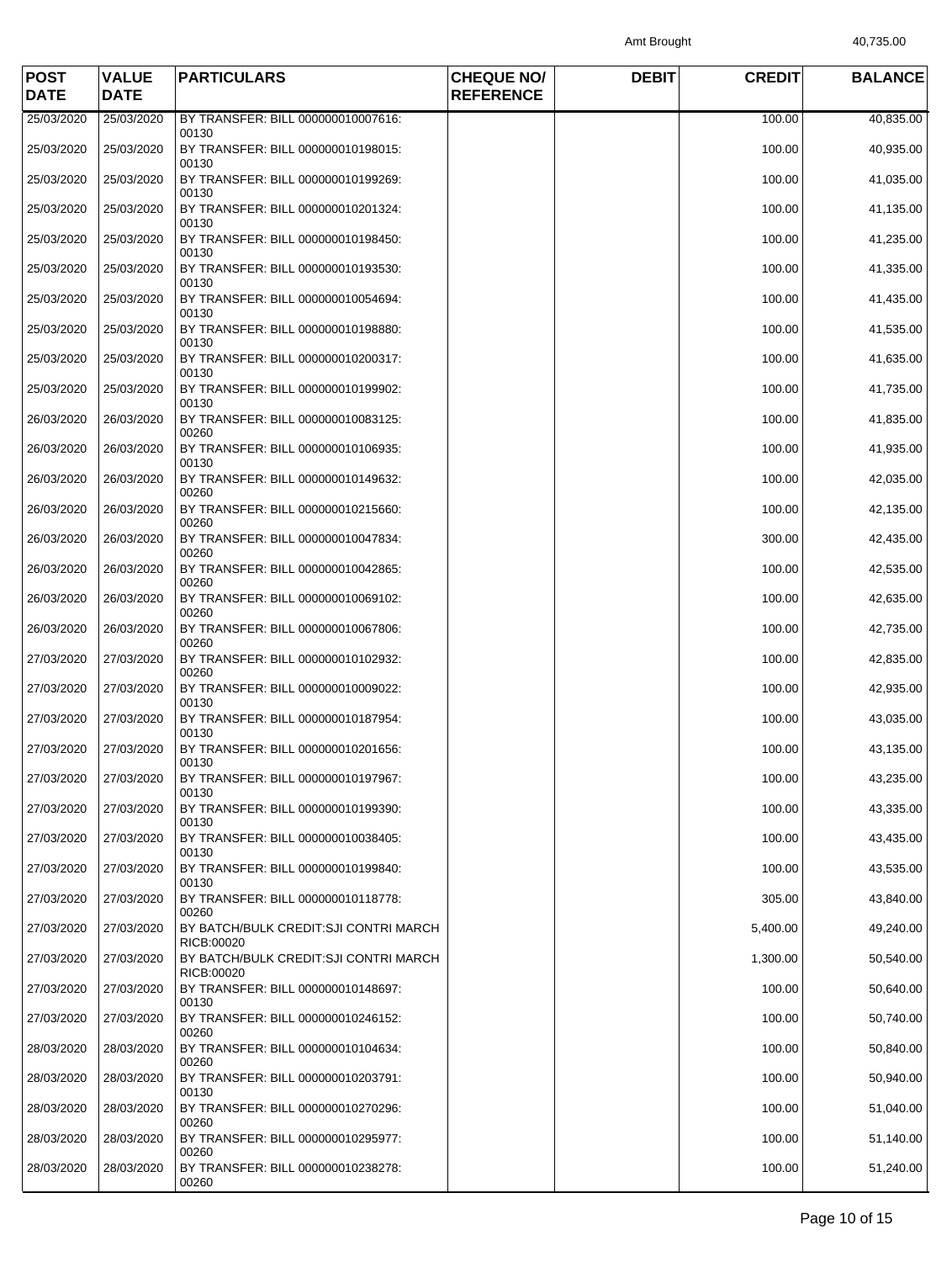Amt Brought 40,735.00

| POST DATE | VALUE DATE | PARTICULARS | CHEQUE NO/ REFERENCE | DEBIT | CREDIT | BALANCE |
|---|---|---|---|---|---|---|
| 25/03/2020 | 25/03/2020 | BY TRANSFER: BILL 000000010007616: 00130 | | | 100.00 | 40,835.00 |
| 25/03/2020 | 25/03/2020 | BY TRANSFER: BILL 000000010198015: 00130 | | | 100.00 | 40,935.00 |
| 25/03/2020 | 25/03/2020 | BY TRANSFER: BILL 000000010199269: 00130 | | | 100.00 | 41,035.00 |
| 25/03/2020 | 25/03/2020 | BY TRANSFER: BILL 000000010201324: 00130 | | | 100.00 | 41,135.00 |
| 25/03/2020 | 25/03/2020 | BY TRANSFER: BILL 000000010198450: 00130 | | | 100.00 | 41,235.00 |
| 25/03/2020 | 25/03/2020 | BY TRANSFER: BILL 000000010193530: 00130 | | | 100.00 | 41,335.00 |
| 25/03/2020 | 25/03/2020 | BY TRANSFER: BILL 000000010054694: 00130 | | | 100.00 | 41,435.00 |
| 25/03/2020 | 25/03/2020 | BY TRANSFER: BILL 000000010198880: 00130 | | | 100.00 | 41,535.00 |
| 25/03/2020 | 25/03/2020 | BY TRANSFER: BILL 000000010200317: 00130 | | | 100.00 | 41,635.00 |
| 25/03/2020 | 25/03/2020 | BY TRANSFER: BILL 000000010199902: 00130 | | | 100.00 | 41,735.00 |
| 26/03/2020 | 26/03/2020 | BY TRANSFER: BILL 000000010083125: 00260 | | | 100.00 | 41,835.00 |
| 26/03/2020 | 26/03/2020 | BY TRANSFER: BILL 000000010106935: 00130 | | | 100.00 | 41,935.00 |
| 26/03/2020 | 26/03/2020 | BY TRANSFER: BILL 000000010149632: 00260 | | | 100.00 | 42,035.00 |
| 26/03/2020 | 26/03/2020 | BY TRANSFER: BILL 000000010215660: 00260 | | | 100.00 | 42,135.00 |
| 26/03/2020 | 26/03/2020 | BY TRANSFER: BILL 000000010047834: 00260 | | | 300.00 | 42,435.00 |
| 26/03/2020 | 26/03/2020 | BY TRANSFER: BILL 000000010042865: 00260 | | | 100.00 | 42,535.00 |
| 26/03/2020 | 26/03/2020 | BY TRANSFER: BILL 000000010069102: 00260 | | | 100.00 | 42,635.00 |
| 26/03/2020 | 26/03/2020 | BY TRANSFER: BILL 000000010067806: 00260 | | | 100.00 | 42,735.00 |
| 27/03/2020 | 27/03/2020 | BY TRANSFER: BILL 000000010102932: 00260 | | | 100.00 | 42,835.00 |
| 27/03/2020 | 27/03/2020 | BY TRANSFER: BILL 000000010009022: 00130 | | | 100.00 | 42,935.00 |
| 27/03/2020 | 27/03/2020 | BY TRANSFER: BILL 000000010187954: 00130 | | | 100.00 | 43,035.00 |
| 27/03/2020 | 27/03/2020 | BY TRANSFER: BILL 000000010201656: 00130 | | | 100.00 | 43,135.00 |
| 27/03/2020 | 27/03/2020 | BY TRANSFER: BILL 000000010197967: 00130 | | | 100.00 | 43,235.00 |
| 27/03/2020 | 27/03/2020 | BY TRANSFER: BILL 000000010199390: 00130 | | | 100.00 | 43,335.00 |
| 27/03/2020 | 27/03/2020 | BY TRANSFER: BILL 000000010038405: 00130 | | | 100.00 | 43,435.00 |
| 27/03/2020 | 27/03/2020 | BY TRANSFER: BILL 000000010199840: 00130 | | | 100.00 | 43,535.00 |
| 27/03/2020 | 27/03/2020 | BY TRANSFER: BILL 000000010118778: 00260 | | | 305.00 | 43,840.00 |
| 27/03/2020 | 27/03/2020 | BY BATCH/BULK CREDIT:SJI CONTRI MARCH RICB:00020 | | | 5,400.00 | 49,240.00 |
| 27/03/2020 | 27/03/2020 | BY BATCH/BULK CREDIT:SJI CONTRI MARCH RICB:00020 | | | 1,300.00 | 50,540.00 |
| 27/03/2020 | 27/03/2020 | BY TRANSFER: BILL 000000010148697: 00130 | | | 100.00 | 50,640.00 |
| 27/03/2020 | 27/03/2020 | BY TRANSFER: BILL 000000010246152: 00260 | | | 100.00 | 50,740.00 |
| 28/03/2020 | 28/03/2020 | BY TRANSFER: BILL 000000010104634: 00260 | | | 100.00 | 50,840.00 |
| 28/03/2020 | 28/03/2020 | BY TRANSFER: BILL 000000010203791: 00130 | | | 100.00 | 50,940.00 |
| 28/03/2020 | 28/03/2020 | BY TRANSFER: BILL 000000010270296: 00260 | | | 100.00 | 51,040.00 |
| 28/03/2020 | 28/03/2020 | BY TRANSFER: BILL 000000010295977: 00260 | | | 100.00 | 51,140.00 |
| 28/03/2020 | 28/03/2020 | BY TRANSFER: BILL 000000010238278: 00260 | | | 100.00 | 51,240.00 |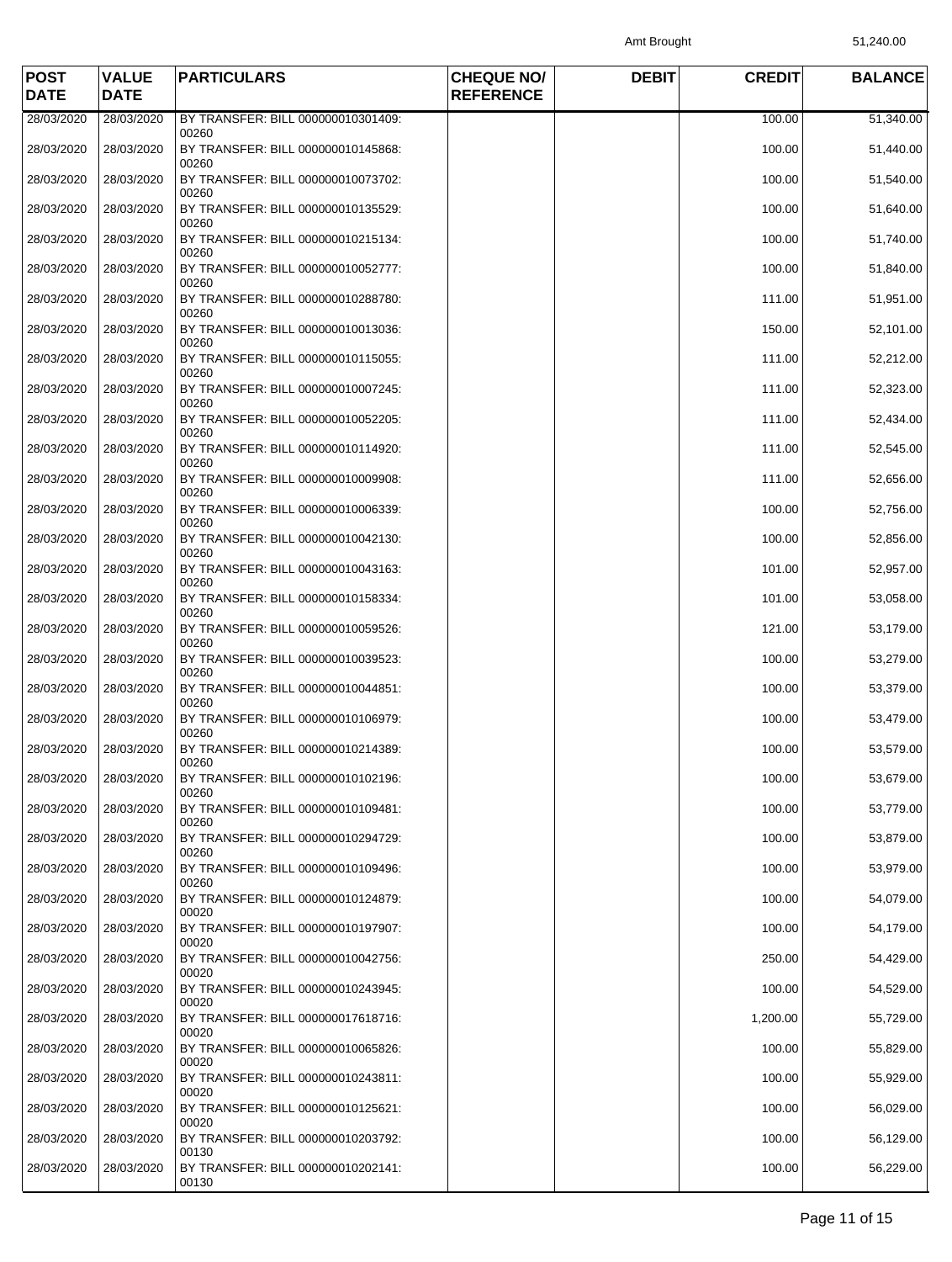Amt Brought 51,240.00

| POST DATE | VALUE DATE | PARTICULARS | CHEQUE NO/ REFERENCE | DEBIT | CREDIT | BALANCE |
|---|---|---|---|---|---|---|
| 28/03/2020 | 28/03/2020 | BY TRANSFER: BILL 000000010301409: 00260 | | | 100.00 | 51,340.00 |
| 28/03/2020 | 28/03/2020 | BY TRANSFER: BILL 000000010145868: 00260 | | | 100.00 | 51,440.00 |
| 28/03/2020 | 28/03/2020 | BY TRANSFER: BILL 000000010073702: 00260 | | | 100.00 | 51,540.00 |
| 28/03/2020 | 28/03/2020 | BY TRANSFER: BILL 000000010135529: 00260 | | | 100.00 | 51,640.00 |
| 28/03/2020 | 28/03/2020 | BY TRANSFER: BILL 000000010215134: 00260 | | | 100.00 | 51,740.00 |
| 28/03/2020 | 28/03/2020 | BY TRANSFER: BILL 000000010052777: 00260 | | | 100.00 | 51,840.00 |
| 28/03/2020 | 28/03/2020 | BY TRANSFER: BILL 000000010288780: 00260 | | | 111.00 | 51,951.00 |
| 28/03/2020 | 28/03/2020 | BY TRANSFER: BILL 000000010013036: 00260 | | | 150.00 | 52,101.00 |
| 28/03/2020 | 28/03/2020 | BY TRANSFER: BILL 000000010115055: 00260 | | | 111.00 | 52,212.00 |
| 28/03/2020 | 28/03/2020 | BY TRANSFER: BILL 000000010007245: 00260 | | | 111.00 | 52,323.00 |
| 28/03/2020 | 28/03/2020 | BY TRANSFER: BILL 000000010052205: 00260 | | | 111.00 | 52,434.00 |
| 28/03/2020 | 28/03/2020 | BY TRANSFER: BILL 000000010114920: 00260 | | | 111.00 | 52,545.00 |
| 28/03/2020 | 28/03/2020 | BY TRANSFER: BILL 000000010009908: 00260 | | | 111.00 | 52,656.00 |
| 28/03/2020 | 28/03/2020 | BY TRANSFER: BILL 000000010006339: 00260 | | | 100.00 | 52,756.00 |
| 28/03/2020 | 28/03/2020 | BY TRANSFER: BILL 000000010042130: 00260 | | | 100.00 | 52,856.00 |
| 28/03/2020 | 28/03/2020 | BY TRANSFER: BILL 000000010043163: 00260 | | | 101.00 | 52,957.00 |
| 28/03/2020 | 28/03/2020 | BY TRANSFER: BILL 000000010158334: 00260 | | | 101.00 | 53,058.00 |
| 28/03/2020 | 28/03/2020 | BY TRANSFER: BILL 000000010059526: 00260 | | | 121.00 | 53,179.00 |
| 28/03/2020 | 28/03/2020 | BY TRANSFER: BILL 000000010039523: 00260 | | | 100.00 | 53,279.00 |
| 28/03/2020 | 28/03/2020 | BY TRANSFER: BILL 000000010044851: 00260 | | | 100.00 | 53,379.00 |
| 28/03/2020 | 28/03/2020 | BY TRANSFER: BILL 000000010106979: 00260 | | | 100.00 | 53,479.00 |
| 28/03/2020 | 28/03/2020 | BY TRANSFER: BILL 000000010214389: 00260 | | | 100.00 | 53,579.00 |
| 28/03/2020 | 28/03/2020 | BY TRANSFER: BILL 000000010102196: 00260 | | | 100.00 | 53,679.00 |
| 28/03/2020 | 28/03/2020 | BY TRANSFER: BILL 000000010109481: 00260 | | | 100.00 | 53,779.00 |
| 28/03/2020 | 28/03/2020 | BY TRANSFER: BILL 000000010294729: 00260 | | | 100.00 | 53,879.00 |
| 28/03/2020 | 28/03/2020 | BY TRANSFER: BILL 000000010109496: 00260 | | | 100.00 | 53,979.00 |
| 28/03/2020 | 28/03/2020 | BY TRANSFER: BILL 000000010124879: 00020 | | | 100.00 | 54,079.00 |
| 28/03/2020 | 28/03/2020 | BY TRANSFER: BILL 000000010197907: 00020 | | | 100.00 | 54,179.00 |
| 28/03/2020 | 28/03/2020 | BY TRANSFER: BILL 000000010042756: 00020 | | | 250.00 | 54,429.00 |
| 28/03/2020 | 28/03/2020 | BY TRANSFER: BILL 000000010243945: 00020 | | | 100.00 | 54,529.00 |
| 28/03/2020 | 28/03/2020 | BY TRANSFER: BILL 000000017618716: 00020 | | | 1,200.00 | 55,729.00 |
| 28/03/2020 | 28/03/2020 | BY TRANSFER: BILL 000000010065826: 00020 | | | 100.00 | 55,829.00 |
| 28/03/2020 | 28/03/2020 | BY TRANSFER: BILL 000000010243811: 00020 | | | 100.00 | 55,929.00 |
| 28/03/2020 | 28/03/2020 | BY TRANSFER: BILL 000000010125621: 00020 | | | 100.00 | 56,029.00 |
| 28/03/2020 | 28/03/2020 | BY TRANSFER: BILL 000000010203792: 00130 | | | 100.00 | 56,129.00 |
| 28/03/2020 | 28/03/2020 | BY TRANSFER: BILL 000000010202141: 00130 | | | 100.00 | 56,229.00 |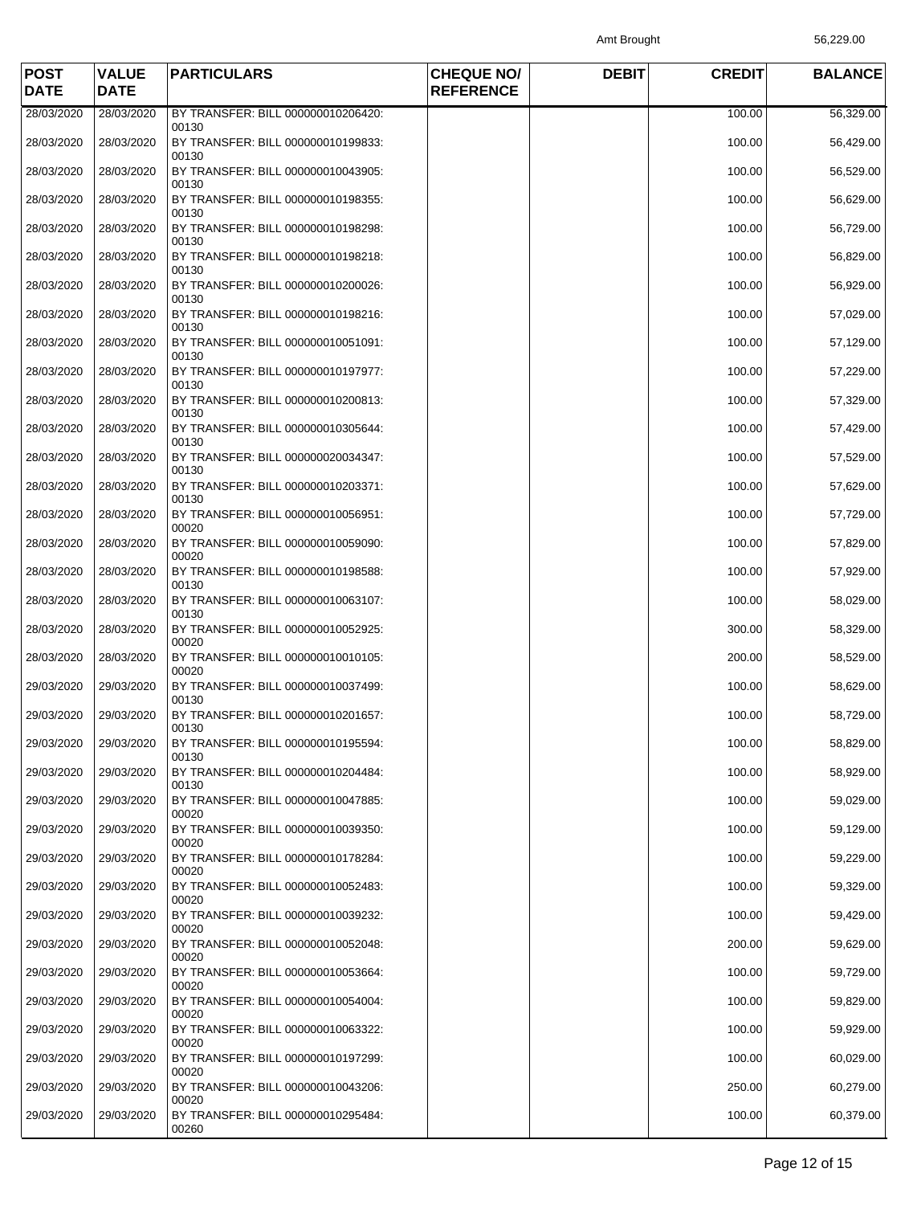Amt Brought 56,229.00

| POST DATE | VALUE DATE | PARTICULARS | CHEQUE NO/ REFERENCE | DEBIT | CREDIT | BALANCE |
|---|---|---|---|---|---|---|
| 28/03/2020 | 28/03/2020 | BY TRANSFER: BILL 000000010206420: 00130 | | | 100.00 | 56,329.00 |
| 28/03/2020 | 28/03/2020 | BY TRANSFER: BILL 000000010199833: 00130 | | | 100.00 | 56,429.00 |
| 28/03/2020 | 28/03/2020 | BY TRANSFER: BILL 000000010043905: 00130 | | | 100.00 | 56,529.00 |
| 28/03/2020 | 28/03/2020 | BY TRANSFER: BILL 000000010198355: 00130 | | | 100.00 | 56,629.00 |
| 28/03/2020 | 28/03/2020 | BY TRANSFER: BILL 000000010198298: 00130 | | | 100.00 | 56,729.00 |
| 28/03/2020 | 28/03/2020 | BY TRANSFER: BILL 000000010198218: 00130 | | | 100.00 | 56,829.00 |
| 28/03/2020 | 28/03/2020 | BY TRANSFER: BILL 000000010200026: 00130 | | | 100.00 | 56,929.00 |
| 28/03/2020 | 28/03/2020 | BY TRANSFER: BILL 000000010198216: 00130 | | | 100.00 | 57,029.00 |
| 28/03/2020 | 28/03/2020 | BY TRANSFER: BILL 000000010051091: 00130 | | | 100.00 | 57,129.00 |
| 28/03/2020 | 28/03/2020 | BY TRANSFER: BILL 000000010197977: 00130 | | | 100.00 | 57,229.00 |
| 28/03/2020 | 28/03/2020 | BY TRANSFER: BILL 000000010200813: 00130 | | | 100.00 | 57,329.00 |
| 28/03/2020 | 28/03/2020 | BY TRANSFER: BILL 000000010305644: 00130 | | | 100.00 | 57,429.00 |
| 28/03/2020 | 28/03/2020 | BY TRANSFER: BILL 000000020034347: 00130 | | | 100.00 | 57,529.00 |
| 28/03/2020 | 28/03/2020 | BY TRANSFER: BILL 000000010203371: 00130 | | | 100.00 | 57,629.00 |
| 28/03/2020 | 28/03/2020 | BY TRANSFER: BILL 000000010056951: 00020 | | | 100.00 | 57,729.00 |
| 28/03/2020 | 28/03/2020 | BY TRANSFER: BILL 000000010059090: 00020 | | | 100.00 | 57,829.00 |
| 28/03/2020 | 28/03/2020 | BY TRANSFER: BILL 000000010198588: 00130 | | | 100.00 | 57,929.00 |
| 28/03/2020 | 28/03/2020 | BY TRANSFER: BILL 000000010063107: 00130 | | | 100.00 | 58,029.00 |
| 28/03/2020 | 28/03/2020 | BY TRANSFER: BILL 000000010052925: 00020 | | | 300.00 | 58,329.00 |
| 28/03/2020 | 28/03/2020 | BY TRANSFER: BILL 000000010010105: 00020 | | | 200.00 | 58,529.00 |
| 29/03/2020 | 29/03/2020 | BY TRANSFER: BILL 000000010037499: 00130 | | | 100.00 | 58,629.00 |
| 29/03/2020 | 29/03/2020 | BY TRANSFER: BILL 000000010201657: 00130 | | | 100.00 | 58,729.00 |
| 29/03/2020 | 29/03/2020 | BY TRANSFER: BILL 000000010195594: 00130 | | | 100.00 | 58,829.00 |
| 29/03/2020 | 29/03/2020 | BY TRANSFER: BILL 000000010204484: 00130 | | | 100.00 | 58,929.00 |
| 29/03/2020 | 29/03/2020 | BY TRANSFER: BILL 000000010047885: 00020 | | | 100.00 | 59,029.00 |
| 29/03/2020 | 29/03/2020 | BY TRANSFER: BILL 000000010039350: 00020 | | | 100.00 | 59,129.00 |
| 29/03/2020 | 29/03/2020 | BY TRANSFER: BILL 000000010178284: 00020 | | | 100.00 | 59,229.00 |
| 29/03/2020 | 29/03/2020 | BY TRANSFER: BILL 000000010052483: 00020 | | | 100.00 | 59,329.00 |
| 29/03/2020 | 29/03/2020 | BY TRANSFER: BILL 000000010039232: 00020 | | | 100.00 | 59,429.00 |
| 29/03/2020 | 29/03/2020 | BY TRANSFER: BILL 000000010052048: 00020 | | | 200.00 | 59,629.00 |
| 29/03/2020 | 29/03/2020 | BY TRANSFER: BILL 000000010053664: 00020 | | | 100.00 | 59,729.00 |
| 29/03/2020 | 29/03/2020 | BY TRANSFER: BILL 000000010054004: 00020 | | | 100.00 | 59,829.00 |
| 29/03/2020 | 29/03/2020 | BY TRANSFER: BILL 000000010063322: 00020 | | | 100.00 | 59,929.00 |
| 29/03/2020 | 29/03/2020 | BY TRANSFER: BILL 000000010197299: 00020 | | | 100.00 | 60,029.00 |
| 29/03/2020 | 29/03/2020 | BY TRANSFER: BILL 000000010043206: 00020 | | | 250.00 | 60,279.00 |
| 29/03/2020 | 29/03/2020 | BY TRANSFER: BILL 000000010295484: 00260 | | | 100.00 | 60,379.00 |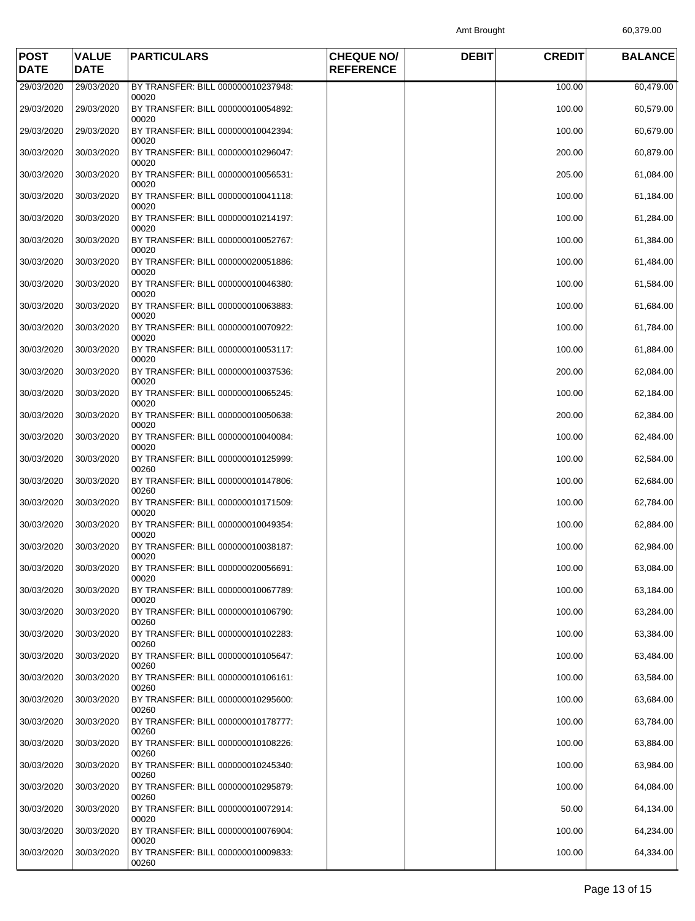Amt Brought 60,379.00

| POST DATE | VALUE DATE | PARTICULARS | CHEQUE NO/ REFERENCE | DEBIT | CREDIT | BALANCE |
|---|---|---|---|---|---|---|
| 29/03/2020 | 29/03/2020 | BY TRANSFER: BILL 000000010237948: 00020 | | | 100.00 | 60,479.00 |
| 29/03/2020 | 29/03/2020 | BY TRANSFER: BILL 000000010054892: 00020 | | | 100.00 | 60,579.00 |
| 29/03/2020 | 29/03/2020 | BY TRANSFER: BILL 000000010042394: 00020 | | | 100.00 | 60,679.00 |
| 30/03/2020 | 30/03/2020 | BY TRANSFER: BILL 000000010296047: 00020 | | | 200.00 | 60,879.00 |
| 30/03/2020 | 30/03/2020 | BY TRANSFER: BILL 000000010056531: 00020 | | | 205.00 | 61,084.00 |
| 30/03/2020 | 30/03/2020 | BY TRANSFER: BILL 000000010041118: 00020 | | | 100.00 | 61,184.00 |
| 30/03/2020 | 30/03/2020 | BY TRANSFER: BILL 000000010214197: 00020 | | | 100.00 | 61,284.00 |
| 30/03/2020 | 30/03/2020 | BY TRANSFER: BILL 000000010052767: 00020 | | | 100.00 | 61,384.00 |
| 30/03/2020 | 30/03/2020 | BY TRANSFER: BILL 000000020051886: 00020 | | | 100.00 | 61,484.00 |
| 30/03/2020 | 30/03/2020 | BY TRANSFER: BILL 000000010046380: 00020 | | | 100.00 | 61,584.00 |
| 30/03/2020 | 30/03/2020 | BY TRANSFER: BILL 000000010063883: 00020 | | | 100.00 | 61,684.00 |
| 30/03/2020 | 30/03/2020 | BY TRANSFER: BILL 000000010070922: 00020 | | | 100.00 | 61,784.00 |
| 30/03/2020 | 30/03/2020 | BY TRANSFER: BILL 000000010053117: 00020 | | | 100.00 | 61,884.00 |
| 30/03/2020 | 30/03/2020 | BY TRANSFER: BILL 000000010037536: 00020 | | | 200.00 | 62,084.00 |
| 30/03/2020 | 30/03/2020 | BY TRANSFER: BILL 000000010065245: 00020 | | | 100.00 | 62,184.00 |
| 30/03/2020 | 30/03/2020 | BY TRANSFER: BILL 000000010050638: 00020 | | | 200.00 | 62,384.00 |
| 30/03/2020 | 30/03/2020 | BY TRANSFER: BILL 000000010040084: 00020 | | | 100.00 | 62,484.00 |
| 30/03/2020 | 30/03/2020 | BY TRANSFER: BILL 000000010125999: 00260 | | | 100.00 | 62,584.00 |
| 30/03/2020 | 30/03/2020 | BY TRANSFER: BILL 000000010147806: 00260 | | | 100.00 | 62,684.00 |
| 30/03/2020 | 30/03/2020 | BY TRANSFER: BILL 000000010171509: 00020 | | | 100.00 | 62,784.00 |
| 30/03/2020 | 30/03/2020 | BY TRANSFER: BILL 000000010049354: 00020 | | | 100.00 | 62,884.00 |
| 30/03/2020 | 30/03/2020 | BY TRANSFER: BILL 000000010038187: 00020 | | | 100.00 | 62,984.00 |
| 30/03/2020 | 30/03/2020 | BY TRANSFER: BILL 000000020056691: 00020 | | | 100.00 | 63,084.00 |
| 30/03/2020 | 30/03/2020 | BY TRANSFER: BILL 000000010067789: 00020 | | | 100.00 | 63,184.00 |
| 30/03/2020 | 30/03/2020 | BY TRANSFER: BILL 000000010106790: 00260 | | | 100.00 | 63,284.00 |
| 30/03/2020 | 30/03/2020 | BY TRANSFER: BILL 000000010102283: 00260 | | | 100.00 | 63,384.00 |
| 30/03/2020 | 30/03/2020 | BY TRANSFER: BILL 000000010105647: 00260 | | | 100.00 | 63,484.00 |
| 30/03/2020 | 30/03/2020 | BY TRANSFER: BILL 000000010106161: 00260 | | | 100.00 | 63,584.00 |
| 30/03/2020 | 30/03/2020 | BY TRANSFER: BILL 000000010295600: 00260 | | | 100.00 | 63,684.00 |
| 30/03/2020 | 30/03/2020 | BY TRANSFER: BILL 000000010178777: 00260 | | | 100.00 | 63,784.00 |
| 30/03/2020 | 30/03/2020 | BY TRANSFER: BILL 000000010108226: 00260 | | | 100.00 | 63,884.00 |
| 30/03/2020 | 30/03/2020 | BY TRANSFER: BILL 000000010245340: 00260 | | | 100.00 | 63,984.00 |
| 30/03/2020 | 30/03/2020 | BY TRANSFER: BILL 000000010295879: 00260 | | | 100.00 | 64,084.00 |
| 30/03/2020 | 30/03/2020 | BY TRANSFER: BILL 000000010072914: 00020 | | | 50.00 | 64,134.00 |
| 30/03/2020 | 30/03/2020 | BY TRANSFER: BILL 000000010076904: 00020 | | | 100.00 | 64,234.00 |
| 30/03/2020 | 30/03/2020 | BY TRANSFER: BILL 000000010009833: 00260 | | | 100.00 | 64,334.00 |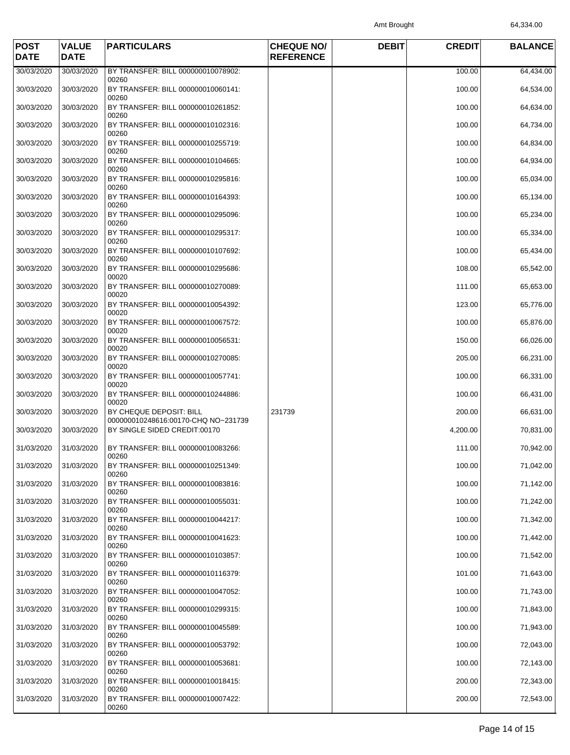Amt Brought 64,334.00

| POST DATE | VALUE DATE | PARTICULARS | CHEQUE NO/ REFERENCE | DEBIT | CREDIT | BALANCE |
|---|---|---|---|---|---|---|
| 30/03/2020 | 30/03/2020 | BY TRANSFER: BILL 000000010078902: 00260 | | | 100.00 | 64,434.00 |
| 30/03/2020 | 30/03/2020 | BY TRANSFER: BILL 000000010060141: 00260 | | | 100.00 | 64,534.00 |
| 30/03/2020 | 30/03/2020 | BY TRANSFER: BILL 000000010261852: 00260 | | | 100.00 | 64,634.00 |
| 30/03/2020 | 30/03/2020 | BY TRANSFER: BILL 000000010102316: 00260 | | | 100.00 | 64,734.00 |
| 30/03/2020 | 30/03/2020 | BY TRANSFER: BILL 000000010255719: 00260 | | | 100.00 | 64,834.00 |
| 30/03/2020 | 30/03/2020 | BY TRANSFER: BILL 000000010104665: 00260 | | | 100.00 | 64,934.00 |
| 30/03/2020 | 30/03/2020 | BY TRANSFER: BILL 000000010295816: 00260 | | | 100.00 | 65,034.00 |
| 30/03/2020 | 30/03/2020 | BY TRANSFER: BILL 000000010164393: 00260 | | | 100.00 | 65,134.00 |
| 30/03/2020 | 30/03/2020 | BY TRANSFER: BILL 000000010295096: 00260 | | | 100.00 | 65,234.00 |
| 30/03/2020 | 30/03/2020 | BY TRANSFER: BILL 000000010295317: 00260 | | | 100.00 | 65,334.00 |
| 30/03/2020 | 30/03/2020 | BY TRANSFER: BILL 000000010107692: 00260 | | | 100.00 | 65,434.00 |
| 30/03/2020 | 30/03/2020 | BY TRANSFER: BILL 000000010295686: 00020 | | | 108.00 | 65,542.00 |
| 30/03/2020 | 30/03/2020 | BY TRANSFER: BILL 000000010270089: 00020 | | | 111.00 | 65,653.00 |
| 30/03/2020 | 30/03/2020 | BY TRANSFER: BILL 000000010054392: 00020 | | | 123.00 | 65,776.00 |
| 30/03/2020 | 30/03/2020 | BY TRANSFER: BILL 000000010067572: 00020 | | | 100.00 | 65,876.00 |
| 30/03/2020 | 30/03/2020 | BY TRANSFER: BILL 000000010056531: 00020 | | | 150.00 | 66,026.00 |
| 30/03/2020 | 30/03/2020 | BY TRANSFER: BILL 000000010270085: 00020 | | | 205.00 | 66,231.00 |
| 30/03/2020 | 30/03/2020 | BY TRANSFER: BILL 000000010057741: 00020 | | | 100.00 | 66,331.00 |
| 30/03/2020 | 30/03/2020 | BY TRANSFER: BILL 000000010244886: 00020 | | | 100.00 | 66,431.00 |
| 30/03/2020 | 30/03/2020 | BY CHEQUE DEPOSIT: BILL 000000010248616:00170-CHQ NO~231739 | 231739 | | 200.00 | 66,631.00 |
| 30/03/2020 | 30/03/2020 | BY SINGLE SIDED CREDIT:00170 | | | 4,200.00 | 70,831.00 |
| 31/03/2020 | 31/03/2020 | BY TRANSFER: BILL 000000010083266: 00260 | | | 111.00 | 70,942.00 |
| 31/03/2020 | 31/03/2020 | BY TRANSFER: BILL 000000010251349: 00260 | | | 100.00 | 71,042.00 |
| 31/03/2020 | 31/03/2020 | BY TRANSFER: BILL 000000010083816: 00260 | | | 100.00 | 71,142.00 |
| 31/03/2020 | 31/03/2020 | BY TRANSFER: BILL 000000010055031: 00260 | | | 100.00 | 71,242.00 |
| 31/03/2020 | 31/03/2020 | BY TRANSFER: BILL 000000010044217: 00260 | | | 100.00 | 71,342.00 |
| 31/03/2020 | 31/03/2020 | BY TRANSFER: BILL 000000010041623: 00260 | | | 100.00 | 71,442.00 |
| 31/03/2020 | 31/03/2020 | BY TRANSFER: BILL 000000010103857: 00260 | | | 100.00 | 71,542.00 |
| 31/03/2020 | 31/03/2020 | BY TRANSFER: BILL 000000010116379: 00260 | | | 101.00 | 71,643.00 |
| 31/03/2020 | 31/03/2020 | BY TRANSFER: BILL 000000010047052: 00260 | | | 100.00 | 71,743.00 |
| 31/03/2020 | 31/03/2020 | BY TRANSFER: BILL 000000010299315: 00260 | | | 100.00 | 71,843.00 |
| 31/03/2020 | 31/03/2020 | BY TRANSFER: BILL 000000010045589: 00260 | | | 100.00 | 71,943.00 |
| 31/03/2020 | 31/03/2020 | BY TRANSFER: BILL 000000010053792: 00260 | | | 100.00 | 72,043.00 |
| 31/03/2020 | 31/03/2020 | BY TRANSFER: BILL 000000010053681: 00260 | | | 100.00 | 72,143.00 |
| 31/03/2020 | 31/03/2020 | BY TRANSFER: BILL 000000010018415: 00260 | | | 200.00 | 72,343.00 |
| 31/03/2020 | 31/03/2020 | BY TRANSFER: BILL 000000010007422: 00260 | | | 200.00 | 72,543.00 |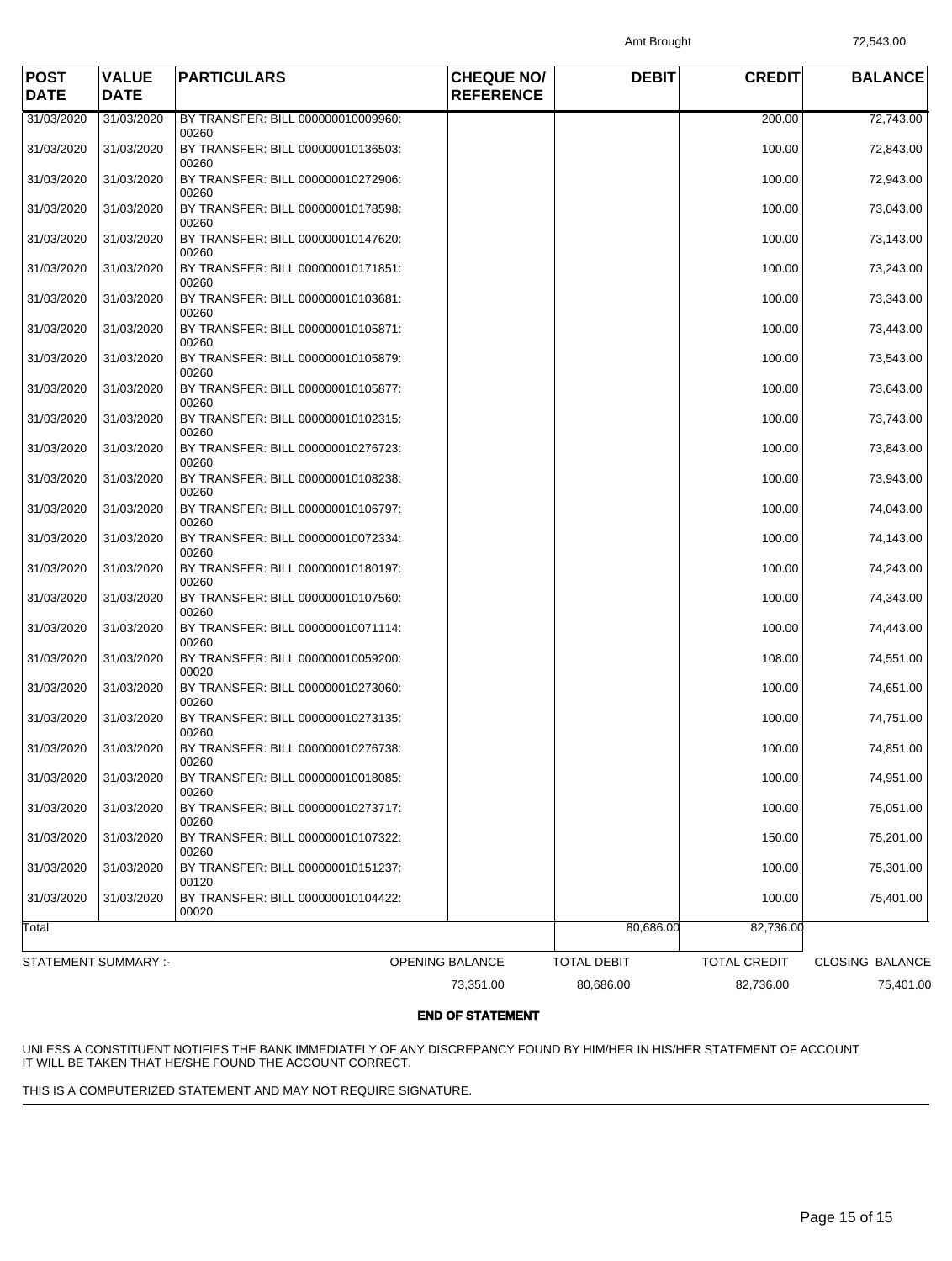Amt Brought 72,543.00

| POST DATE | VALUE DATE | PARTICULARS | CHEQUE NO/ REFERENCE | DEBIT | CREDIT | BALANCE |
|---|---|---|---|---|---|---|
| 31/03/2020 | 31/03/2020 | BY TRANSFER: BILL 000000010009960: 00260 | | | 200.00 | 72,743.00 |
| 31/03/2020 | 31/03/2020 | BY TRANSFER: BILL 000000010136503: 00260 | | | 100.00 | 72,843.00 |
| 31/03/2020 | 31/03/2020 | BY TRANSFER: BILL 000000010272906: 00260 | | | 100.00 | 72,943.00 |
| 31/03/2020 | 31/03/2020 | BY TRANSFER: BILL 000000010178598: 00260 | | | 100.00 | 73,043.00 |
| 31/03/2020 | 31/03/2020 | BY TRANSFER: BILL 000000010147620: 00260 | | | 100.00 | 73,143.00 |
| 31/03/2020 | 31/03/2020 | BY TRANSFER: BILL 000000010171851: 00260 | | | 100.00 | 73,243.00 |
| 31/03/2020 | 31/03/2020 | BY TRANSFER: BILL 000000010103681: 00260 | | | 100.00 | 73,343.00 |
| 31/03/2020 | 31/03/2020 | BY TRANSFER: BILL 000000010105871: 00260 | | | 100.00 | 73,443.00 |
| 31/03/2020 | 31/03/2020 | BY TRANSFER: BILL 000000010105879: 00260 | | | 100.00 | 73,543.00 |
| 31/03/2020 | 31/03/2020 | BY TRANSFER: BILL 000000010105877: 00260 | | | 100.00 | 73,643.00 |
| 31/03/2020 | 31/03/2020 | BY TRANSFER: BILL 000000010102315: 00260 | | | 100.00 | 73,743.00 |
| 31/03/2020 | 31/03/2020 | BY TRANSFER: BILL 000000010276723: 00260 | | | 100.00 | 73,843.00 |
| 31/03/2020 | 31/03/2020 | BY TRANSFER: BILL 000000010108238: 00260 | | | 100.00 | 73,943.00 |
| 31/03/2020 | 31/03/2020 | BY TRANSFER: BILL 000000010106797: 00260 | | | 100.00 | 74,043.00 |
| 31/03/2020 | 31/03/2020 | BY TRANSFER: BILL 000000010072334: 00260 | | | 100.00 | 74,143.00 |
| 31/03/2020 | 31/03/2020 | BY TRANSFER: BILL 000000010180197: 00260 | | | 100.00 | 74,243.00 |
| 31/03/2020 | 31/03/2020 | BY TRANSFER: BILL 000000010107560: 00260 | | | 100.00 | 74,343.00 |
| 31/03/2020 | 31/03/2020 | BY TRANSFER: BILL 000000010071114: 00260 | | | 100.00 | 74,443.00 |
| 31/03/2020 | 31/03/2020 | BY TRANSFER: BILL 000000010059200: 00020 | | | 108.00 | 74,551.00 |
| 31/03/2020 | 31/03/2020 | BY TRANSFER: BILL 000000010273060: 00260 | | | 100.00 | 74,651.00 |
| 31/03/2020 | 31/03/2020 | BY TRANSFER: BILL 000000010273135: 00260 | | | 100.00 | 74,751.00 |
| 31/03/2020 | 31/03/2020 | BY TRANSFER: BILL 000000010276738: 00260 | | | 100.00 | 74,851.00 |
| 31/03/2020 | 31/03/2020 | BY TRANSFER: BILL 000000010018085: 00260 | | | 100.00 | 74,951.00 |
| 31/03/2020 | 31/03/2020 | BY TRANSFER: BILL 000000010273717: 00260 | | | 100.00 | 75,051.00 |
| 31/03/2020 | 31/03/2020 | BY TRANSFER: BILL 000000010107322: 00260 | | | 150.00 | 75,201.00 |
| 31/03/2020 | 31/03/2020 | BY TRANSFER: BILL 000000010151237: 00120 | | | 100.00 | 75,301.00 |
| 31/03/2020 | 31/03/2020 | BY TRANSFER: BILL 000000010104422: 00020 | | | 100.00 | 75,401.00 |
| Total | | | | 80,686.00 | 82,736.00 | |

| STATEMENT SUMMARY :- | OPENING BALANCE | TOTAL DEBIT | TOTAL CREDIT | CLOSING BALANCE |
|---|---|---|---|---|
| | 73,351.00 | 80,686.00 | 82,736.00 | 75,401.00 |

**END OF STATEMENT**

UNLESS A CONSTITUENT NOTIFIES THE BANK IMMEDIATELY OF ANY DISCREPANCY FOUND BY HIM/HER IN HIS/HER STATEMENT OF ACCOUNT IT WILL BE TAKEN THAT HE/SHE FOUND THE ACCOUNT CORRECT.

THIS IS A COMPUTERIZED STATEMENT AND MAY NOT REQUIRE SIGNATURE.